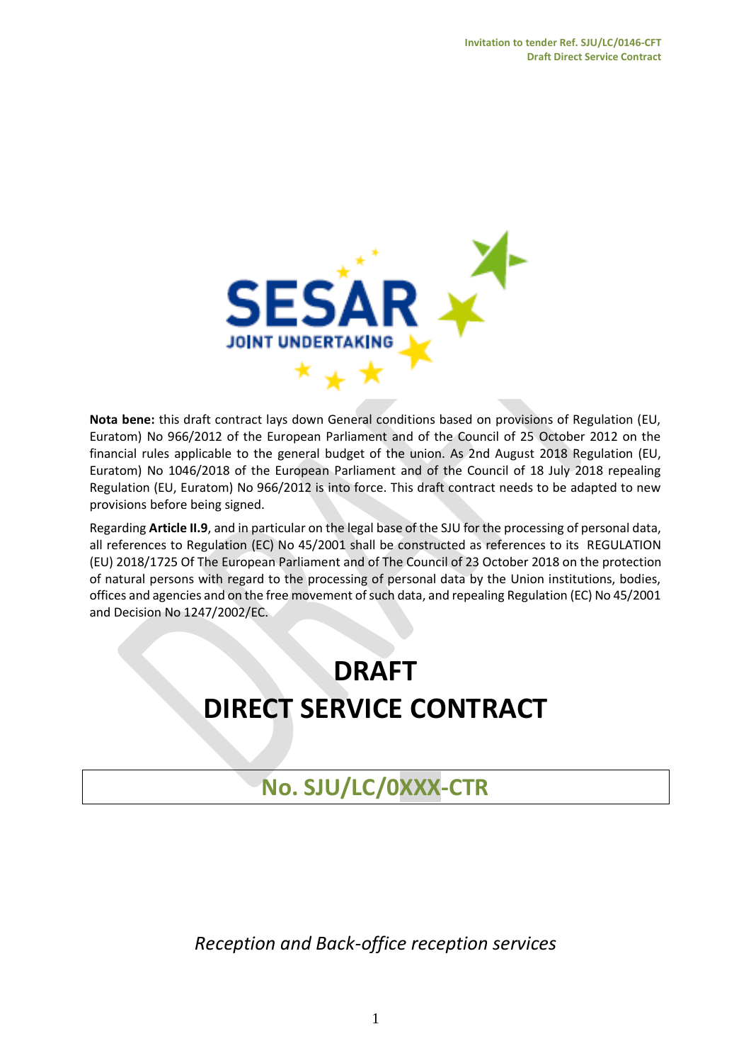**Nota bene:** this draft contract lays down General conditions based on provisions of Regulation (EU, Euratom) No 966/2012 of the European Parliament and of the Council of 25 October 2012 on the financial rules applicable to the general budget of the union. As 2nd August 2018 Regulation (EU, Euratom) No 1046/2018 of the European Parliament and of the Council of 18 July 2018 repealing Regulation (EU, Euratom) No 966/2012 is into force. This draft contract needs to be adapted to new provisions before being signed.

Regarding **Article II.9**, and in particular on the legal base of the SJU for the processing of personal data, all references to Regulation (EC) No 45/2001 shall be constructed as references to its REGULATION (EU) 2018/1725 Of The European Parliament and of The Council of 23 October 2018 on the protection of natural persons with regard to the processing of personal data by the Union institutions, bodies, offices and agencies and on the free movement of such data, and repealing Regulation (EC) No 45/2001 and Decision No 1247/2002/EC.

# DRAFT
# DIRECT SERVICE CONTRACT

## No. SJU/LC/0XXX-CTR

*Reception and Back-office reception services*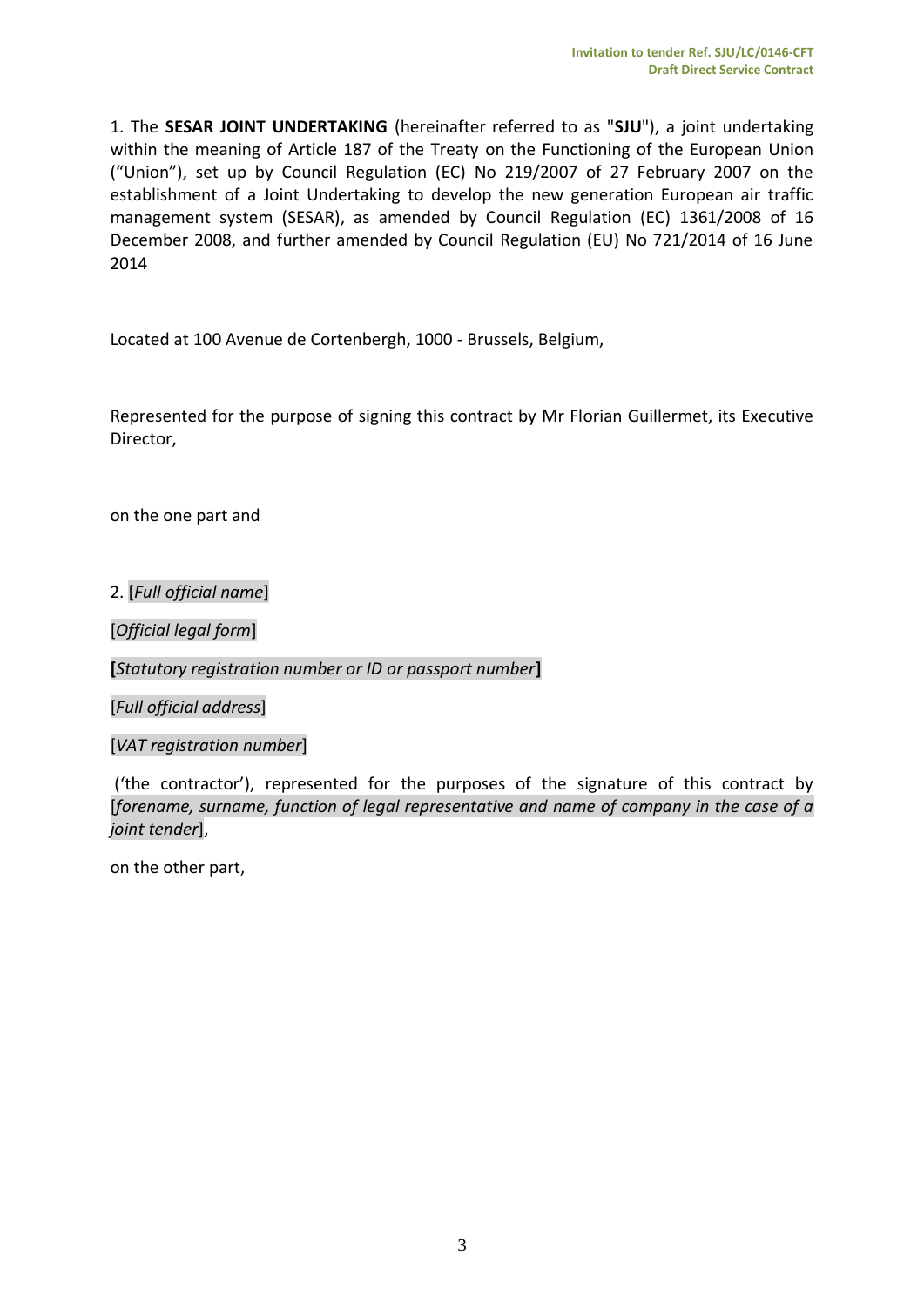1. The **SESAR JOINT UNDERTAKING** (hereinafter referred to as "**SJU**"), a joint undertaking within the meaning of Article 187 of the Treaty on the Functioning of the European Union ("Union"), set up by Council Regulation (EC) No 219/2007 of 27 February 2007 on the establishment of a Joint Undertaking to develop the new generation European air traffic management system (SESAR), as amended by Council Regulation (EC) 1361/2008 of 16 December 2008, and further amended by Council Regulation (EU) No 721/2014 of 16 June 2014

Located at 100 Avenue de Cortenbergh, 1000 - Brussels, Belgium,

Represented for the purpose of signing this contract by Mr Florian Guillermet, its Executive Director,

on the one part and

2. [*Full official name*]

[*Official legal form*]

**[***Statutory registration number or ID or passport number***]**

[*Full official address*]

[*VAT registration number*]

('the contractor'), represented for the purposes of the signature of this contract by [*forename, surname, function of legal representative and name of company in the case of a joint tender*],

on the other part,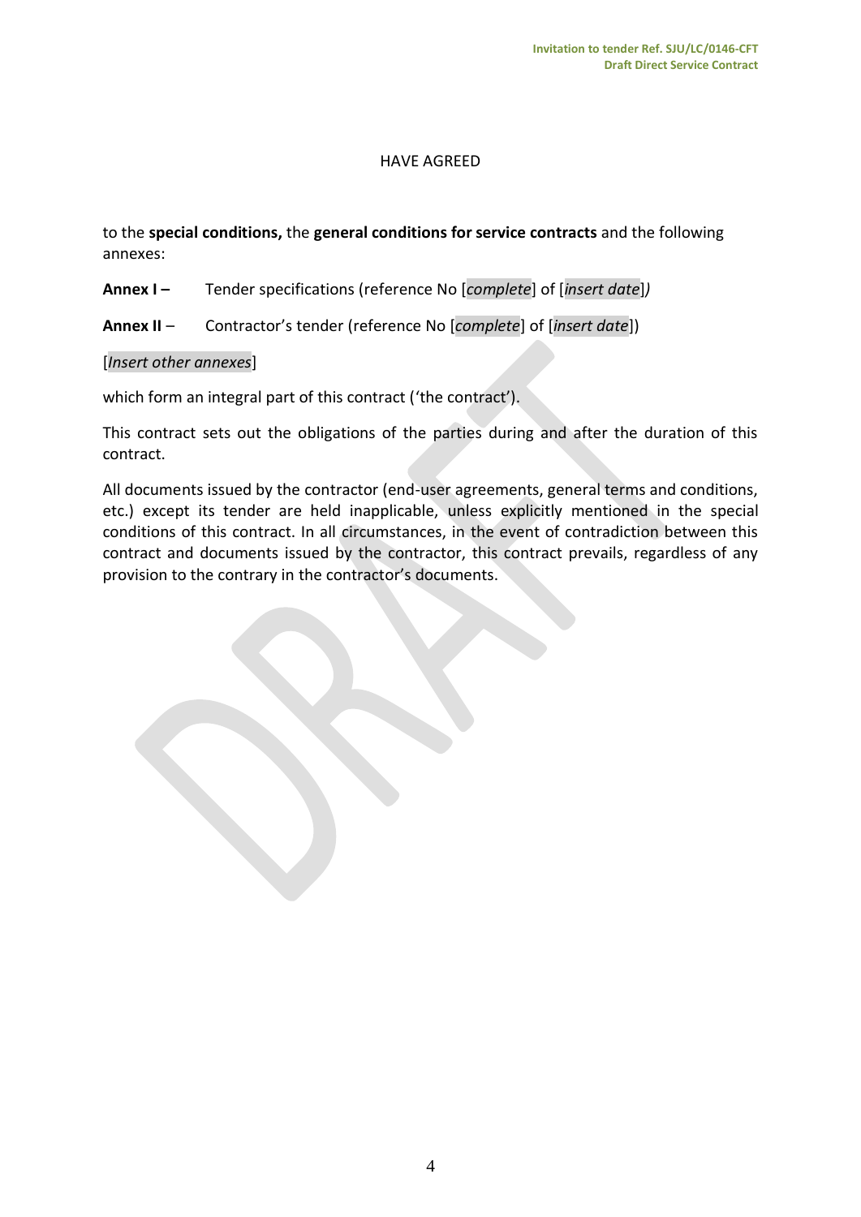HAVE AGREED

to the **special conditions,** the **general conditions for service contracts** and the following annexes:

**Annex I –** Tender specifications (reference No [*complete*] of [*insert date*]*)*

**Annex II** – Contractor's tender (reference No [*complete*] of [*insert date*])

[*Insert other annexes*]

which form an integral part of this contract ('the contract').

This contract sets out the obligations of the parties during and after the duration of this contract.

All documents issued by the contractor (end-user agreements, general terms and conditions, etc.) except its tender are held inapplicable, unless explicitly mentioned in the special conditions of this contract. In all circumstances, in the event of contradiction between this contract and documents issued by the contractor, this contract prevails, regardless of any provision to the contrary in the contractor's documents.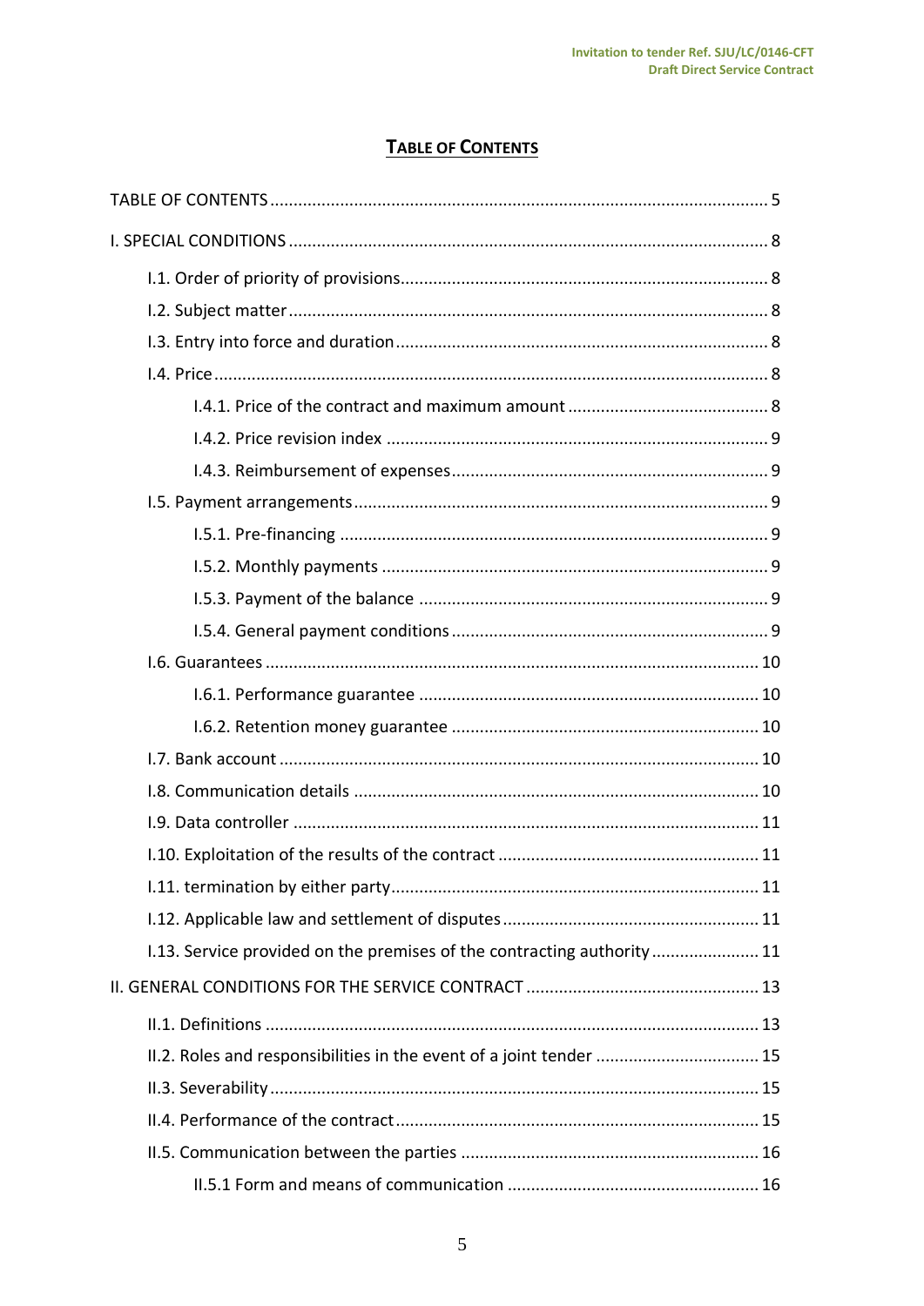# TABLE OF CONTENTS

TABLE OF CONTENTS ........................................................................................................ 5

I. SPECIAL CONDITIONS ..................................................................................................... 8

- I.1. Order of priority of provisions............................................................................. 8
- I.2. Subject matter ..................................................................................................... 8
- I.3. Entry into force and duration .............................................................................. 8
- I.4. Price ..................................................................................................................... 8
  - I.4.1. Price of the contract and maximum amount .......................................... 8
  - I.4.2. Price revision index ................................................................................ 9
  - I.4.3. Reimbursement of expenses................................................................... 9
- I.5. Payment arrangements ....................................................................................... 9
  - I.5.1. Pre-financing .......................................................................................... 9
  - I.5.2. Monthly payments ................................................................................. 9
  - I.5.3. Payment of the balance ......................................................................... 9
  - I.5.4. General payment conditions .................................................................. 9
- I.6. Guarantees ........................................................................................................ 10
  - I.6.1. Performance guarantee ....................................................................... 10
  - I.6.2. Retention money guarantee ................................................................ 10
- I.7. Bank account ..................................................................................................... 10
- I.8. Communication details ..................................................................................... 10
- I.9. Data controller .................................................................................................. 11
- I.10. Exploitation of the results of the contract ...................................................... 11
- I.11. termination by either party............................................................................. 11
- I.12. Applicable law and settlement of disputes ..................................................... 11
- I.13. Service provided on the premises of the contracting authority ...................... 11

II. GENERAL CONDITIONS FOR THE SERVICE CONTRACT ................................................ 13

- II.1. Definitions ........................................................................................................ 13
- II.2. Roles and responsibilities in the event of a joint tender .................................. 15
- II.3. Severability....................................................................................................... 15
- II.4. Performance of the contract ............................................................................ 15
- II.5. Communication between the parties .............................................................. 16
  - II.5.1 Form and means of communication .................................................... 16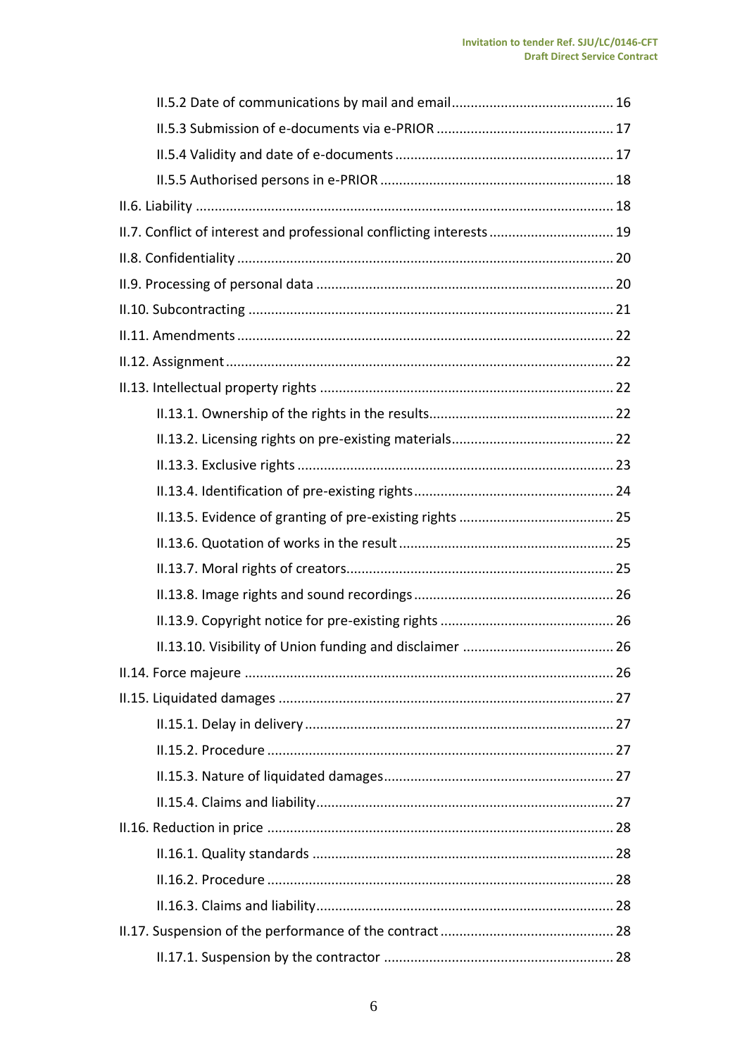II.5.2 Date of communications by mail and email ........................................... 16

II.5.3 Submission of e-documents via e-PRIOR ............................................... 17

II.5.4 Validity and date of e-documents .......................................................... 17

II.5.5 Authorised persons in e-PRIOR ............................................................. 18

II.6. Liability ............................................................................................................ 18

II.7. Conflict of interest and professional conflicting interests ................................ 19

II.8. Confidentiality .................................................................................................. 20

II.9. Processing of personal data ............................................................................. 20

II.10. Subcontracting ............................................................................................... 21

II.11. Amendments .................................................................................................. 22

II.12. Assignment ..................................................................................................... 22

II.13. Intellectual property rights ............................................................................ 22

II.13.1. Ownership of the rights in the results ................................................. 22

II.13.2. Licensing rights on pre-existing materials ........................................... 22

II.13.3. Exclusive rights .................................................................................... 23

II.13.4. Identification of pre-existing rights ..................................................... 24

II.13.5. Evidence of granting of pre-existing rights .......................................... 25

II.13.6. Quotation of works in the result .......................................................... 25

II.13.7. Moral rights of creators ....................................................................... 25

II.13.8. Image rights and sound recordings ..................................................... 26

II.13.9. Copyright notice for pre-existing rights ............................................... 26

II.13.10. Visibility of Union funding and disclaimer ......................................... 26

II.14. Force majeure ................................................................................................ 26

II.15. Liquidated damages ....................................................................................... 27

II.15.1. Delay in delivery ................................................................................... 27

II.15.2. Procedure ............................................................................................. 27

II.15.3. Nature of liquidated damages .............................................................. 27

II.15.4. Claims and liability ............................................................................... 27

II.16. Reduction in price .......................................................................................... 28

II.16.1. Quality standards ................................................................................. 28

II.16.2. Procedure ............................................................................................. 28

II.16.3. Claims and liability ............................................................................... 28

II.17. Suspension of the performance of the contract ............................................. 28

II.17.1. Suspension by the contractor .............................................................. 28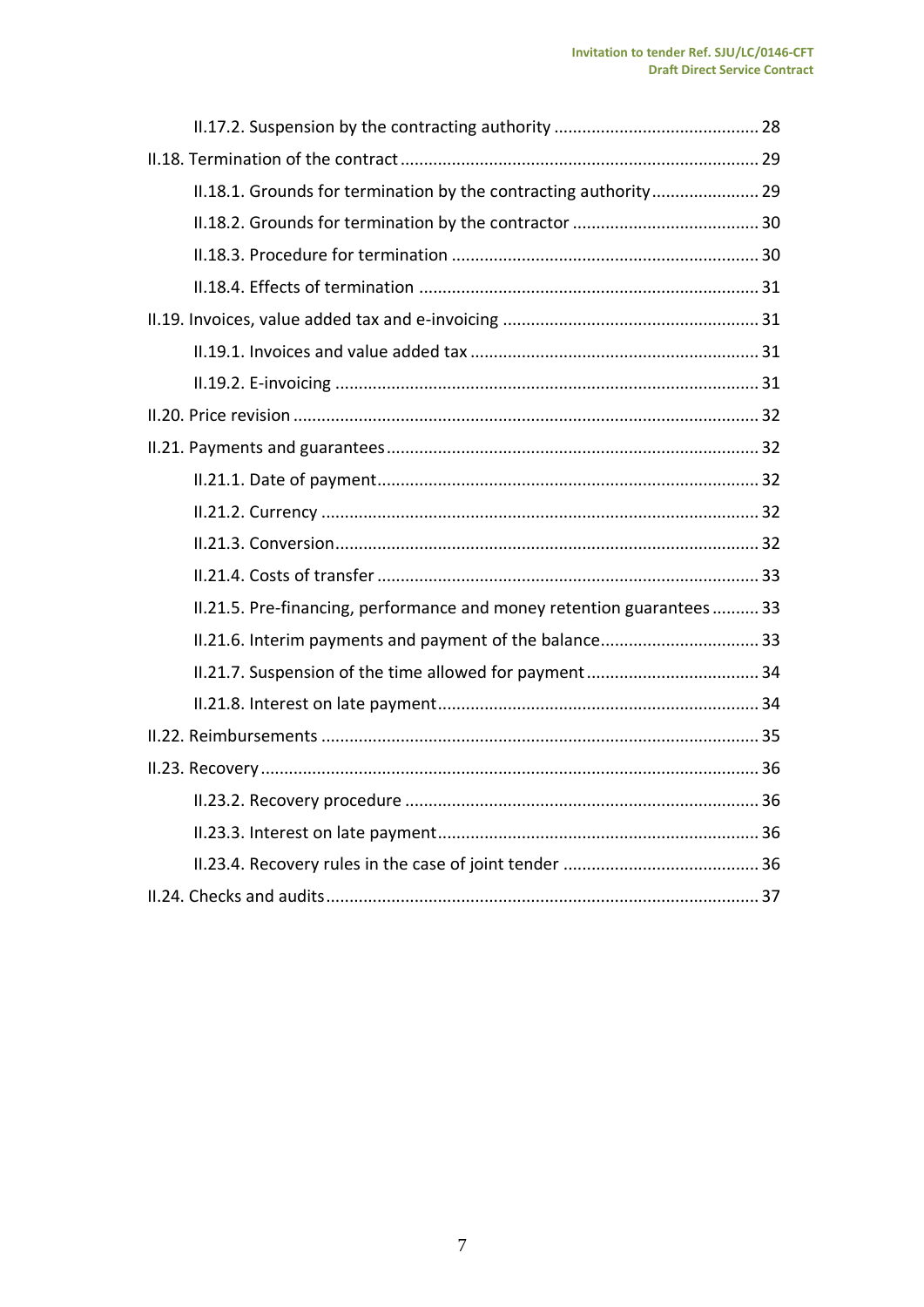- II.17.2. Suspension by the contracting authority ........................................... 28
- II.18. Termination of the contract ........................................................................... 29
  - II.18.1. Grounds for termination by the contracting authority ....................... 29
  - II.18.2. Grounds for termination by the contractor ....................................... 30
  - II.18.3. Procedure for termination ................................................................. 30
  - II.18.4. Effects of termination ........................................................................ 31
- II.19. Invoices, value added tax and e-invoicing ...................................................... 31
  - II.19.1. Invoices and value added tax ............................................................. 31
  - II.19.2. E-invoicing .......................................................................................... 31
- II.20. Price revision ................................................................................................... 32
- II.21. Payments and guarantees ............................................................................... 32
  - II.21.1. Date of payment ................................................................................. 32
  - II.21.2. Currency ............................................................................................. 32
  - II.21.3. Conversion .......................................................................................... 32
  - II.21.4. Costs of transfer ................................................................................. 33
  - II.21.5. Pre-financing, performance and money retention guarantees .......... 33
  - II.21.6. Interim payments and payment of the balance ................................. 33
  - II.21.7. Suspension of the time allowed for payment .................................... 34
  - II.21.8. Interest on late payment .................................................................... 34
- II.22. Reimbursements ............................................................................................. 35
- II.23. Recovery ......................................................................................................... 36
  - II.23.2. Recovery procedure ........................................................................... 36
  - II.23.3. Interest on late payment .................................................................... 36
  - II.23.4. Recovery rules in the case of joint tender .......................................... 36
- II.24. Checks and audits ............................................................................................ 37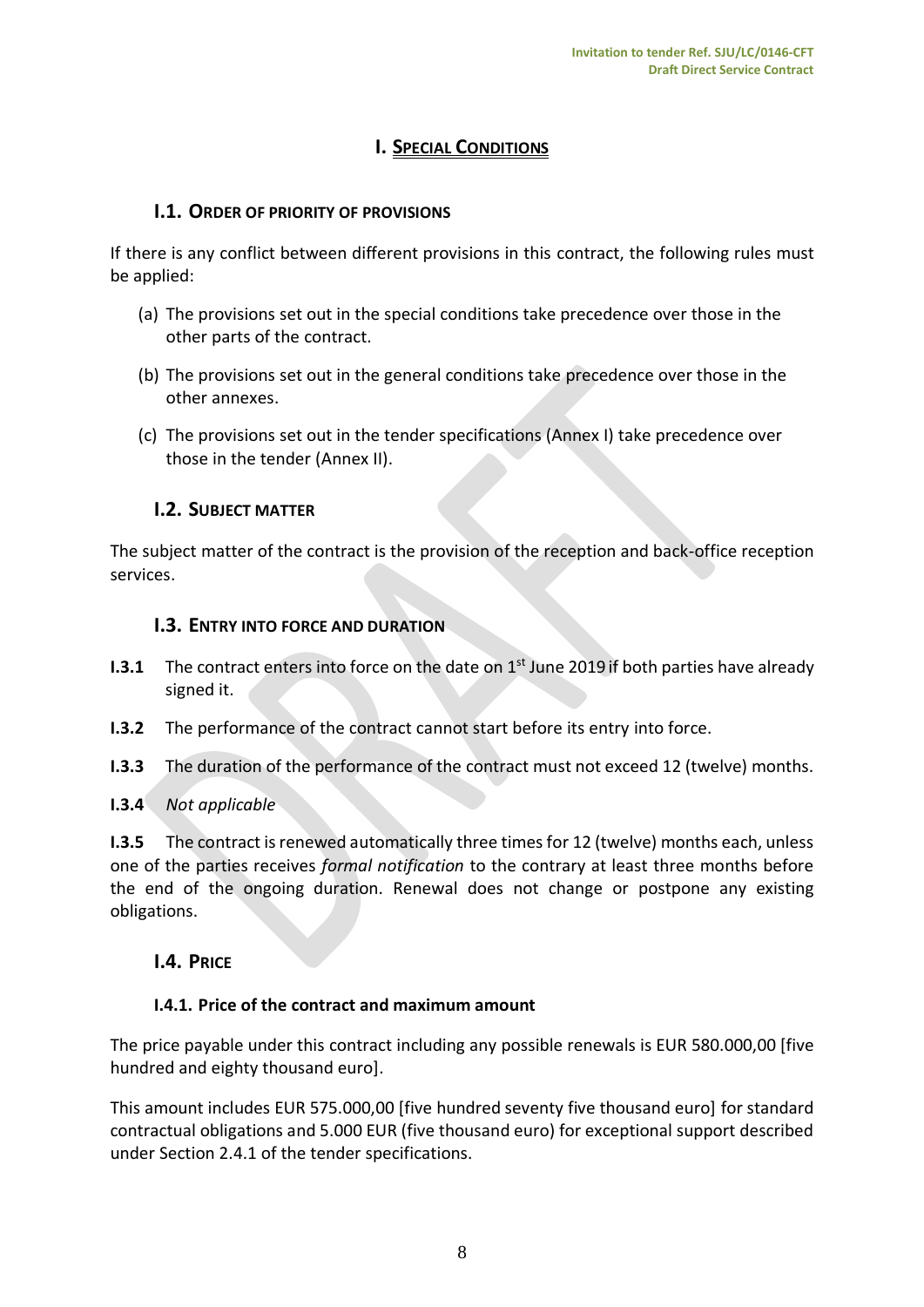# I. SPECIAL CONDITIONS

## I.1. ORDER OF PRIORITY OF PROVISIONS

If there is any conflict between different provisions in this contract, the following rules must be applied:

(a) The provisions set out in the special conditions take precedence over those in the other parts of the contract.

(b) The provisions set out in the general conditions take precedence over those in the other annexes.

(c) The provisions set out in the tender specifications (Annex I) take precedence over those in the tender (Annex II).

## I.2. SUBJECT MATTER

The subject matter of the contract is the provision of the reception and back-office reception services.

## I.3. ENTRY INTO FORCE AND DURATION

**I.3.1** The contract enters into force on the date on 1st June 2019 if both parties have already signed it.

**I.3.2** The performance of the contract cannot start before its entry into force.

**I.3.3** The duration of the performance of the contract must not exceed 12 (twelve) months.

**I.3.4** *Not applicable*

**I.3.5** The contract is renewed automatically three times for 12 (twelve) months each, unless one of the parties receives *formal notification* to the contrary at least three months before the end of the ongoing duration. Renewal does not change or postpone any existing obligations.

## I.4. PRICE

### I.4.1. Price of the contract and maximum amount

The price payable under this contract including any possible renewals is EUR 580.000,00 [five hundred and eighty thousand euro].

This amount includes EUR 575.000,00 [five hundred seventy five thousand euro] for standard contractual obligations and 5.000 EUR (five thousand euro) for exceptional support described under Section 2.4.1 of the tender specifications.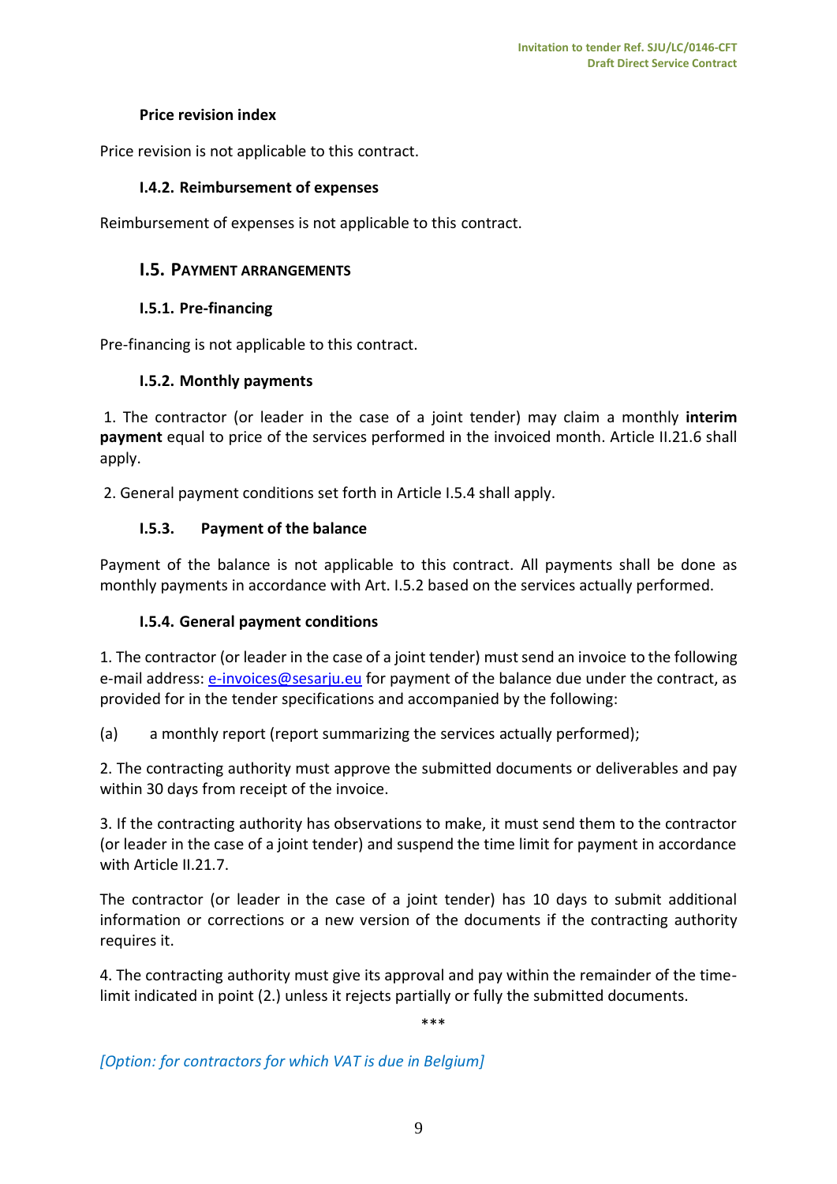#### Price revision index

Price revision is not applicable to this contract.

#### I.4.2. Reimbursement of expenses

Reimbursement of expenses is not applicable to this contract.

### I.5. PAYMENT ARRANGEMENTS

#### I.5.1. Pre-financing

Pre-financing is not applicable to this contract.

#### I.5.2. Monthly payments

1. The contractor (or leader in the case of a joint tender) may claim a monthly **interim payment** equal to price of the services performed in the invoiced month. Article II.21.6 shall apply.

2. General payment conditions set forth in Article I.5.4 shall apply.

#### I.5.3. Payment of the balance

Payment of the balance is not applicable to this contract. All payments shall be done as monthly payments in accordance with Art. I.5.2 based on the services actually performed.

#### I.5.4. General payment conditions

1. The contractor (or leader in the case of a joint tender) must send an invoice to the following e-mail address: e-invoices@sesarju.eu for payment of the balance due under the contract, as provided for in the tender specifications and accompanied by the following:

(a) a monthly report (report summarizing the services actually performed);

2. The contracting authority must approve the submitted documents or deliverables and pay within 30 days from receipt of the invoice.

3. If the contracting authority has observations to make, it must send them to the contractor (or leader in the case of a joint tender) and suspend the time limit for payment in accordance with Article II.21.7.

The contractor (or leader in the case of a joint tender) has 10 days to submit additional information or corrections or a new version of the documents if the contracting authority requires it.

4. The contracting authority must give its approval and pay within the remainder of the time-limit indicated in point (2.) unless it rejects partially or fully the submitted documents.

***

*[Option: for contractors for which VAT is due in Belgium]*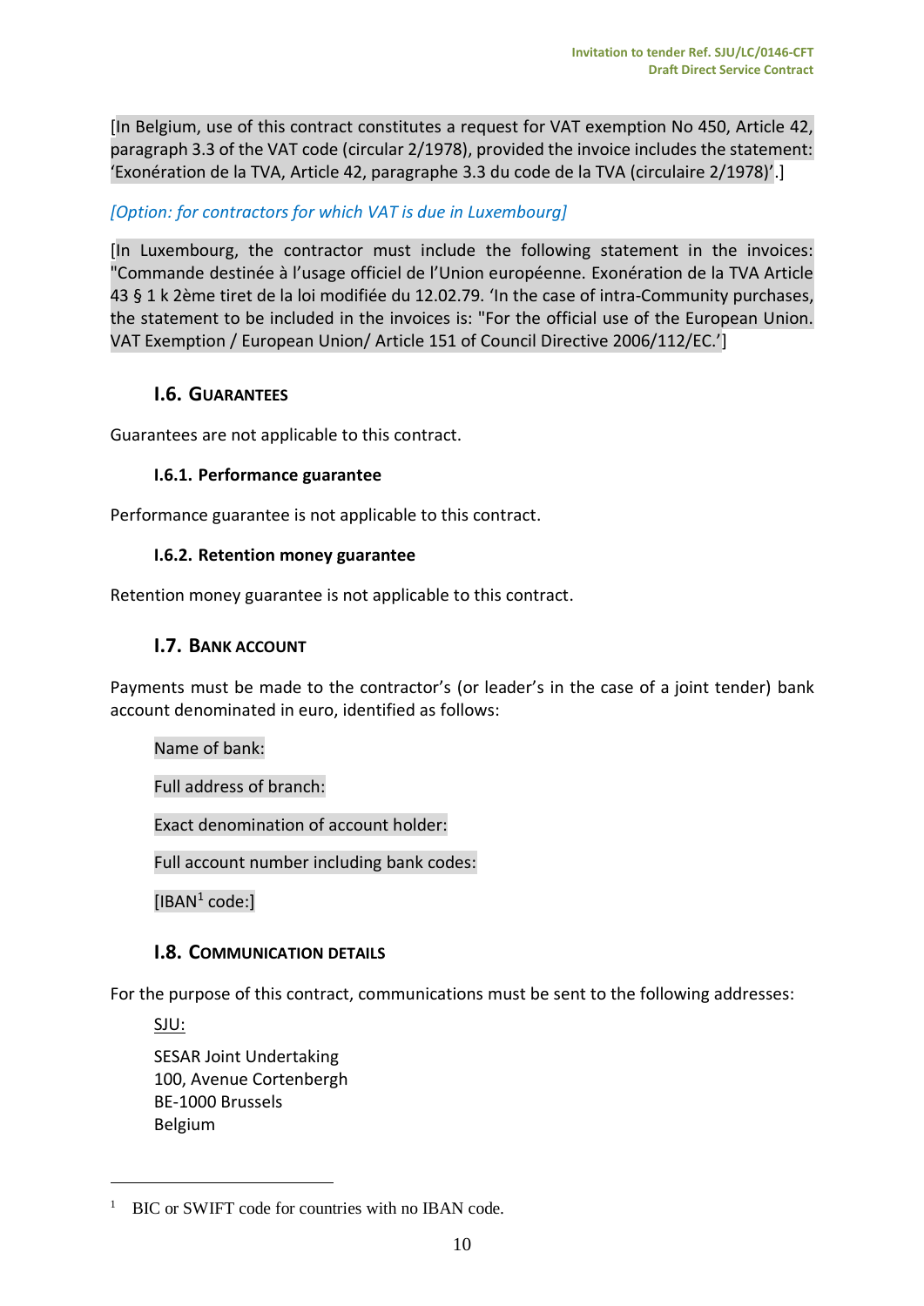[In Belgium, use of this contract constitutes a request for VAT exemption No 450, Article 42, paragraph 3.3 of the VAT code (circular 2/1978), provided the invoice includes the statement: 'Exonération de la TVA, Article 42, paragraphe 3.3 du code de la TVA (circulaire 2/1978)'.]

*[Option: for contractors for which VAT is due in Luxembourg]*

[In Luxembourg, the contractor must include the following statement in the invoices: "Commande destinée à l'usage officiel de l'Union européenne. Exonération de la TVA Article 43 § 1 k 2ème tiret de la loi modifiée du 12.02.79. 'In the case of intra-Community purchases, the statement to be included in the invoices is: "For the official use of the European Union. VAT Exemption / European Union/ Article 151 of Council Directive 2006/112/EC.']

## I.6. Guarantees

Guarantees are not applicable to this contract.

### I.6.1. Performance guarantee

Performance guarantee is not applicable to this contract.

### I.6.2. Retention money guarantee

Retention money guarantee is not applicable to this contract.

## I.7. Bank account

Payments must be made to the contractor's (or leader's in the case of a joint tender) bank account denominated in euro, identified as follows:

Name of bank:

Full address of branch:

Exact denomination of account holder:

Full account number including bank codes:

[IBAN[1] code:]

## I.8. Communication details

For the purpose of this contract, communications must be sent to the following addresses:

SJU:

SESAR Joint Undertaking
100, Avenue Cortenbergh
BE-1000 Brussels
Belgium

[1] BIC or SWIFT code for countries with no IBAN code.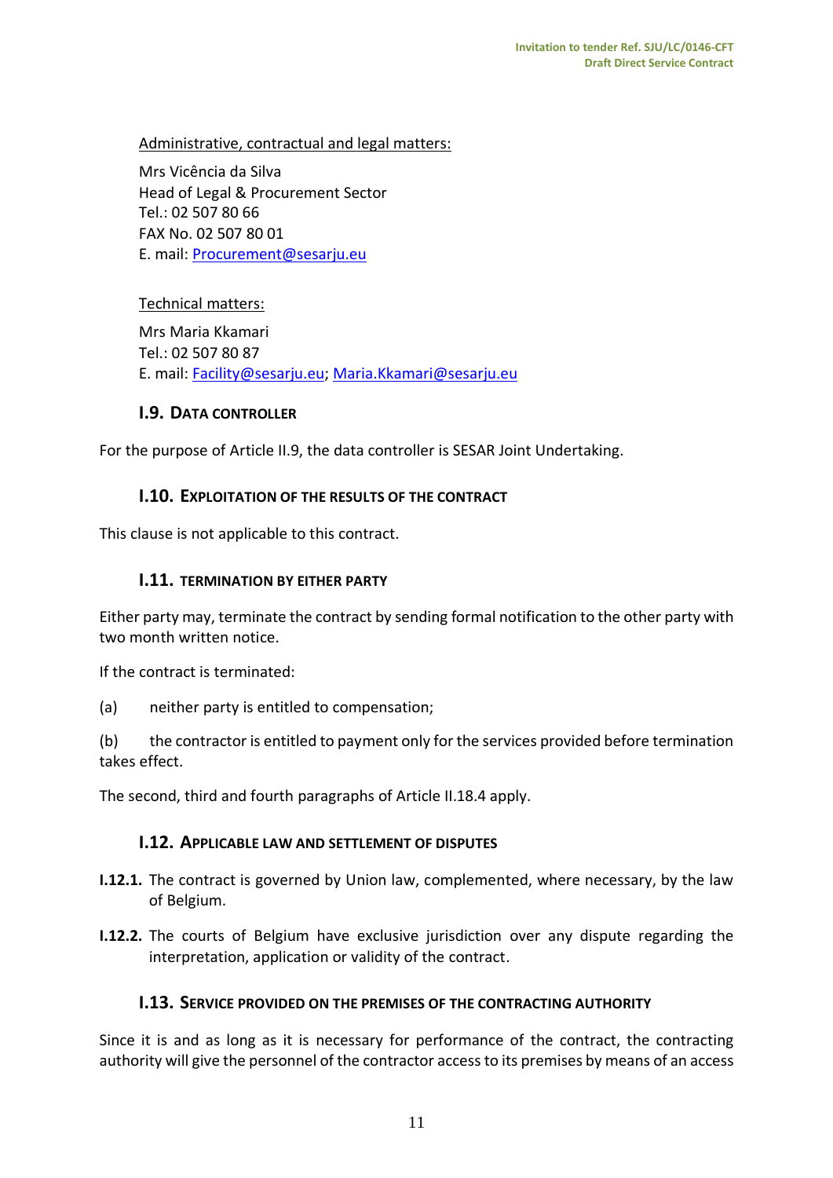Administrative, contractual and legal matters:

Mrs Vicência da Silva  
Head of Legal & Procurement Sector  
Tel.: 02 507 80 66  
FAX No. 02 507 80 01  
E. mail: Procurement@sesarju.eu

Technical matters:

Mrs Maria Kkamari  
Tel.: 02 507 80 87  
E. mail: Facility@sesarju.eu; Maria.Kkamari@sesarju.eu

### I.9. Data controller

For the purpose of Article II.9, the data controller is SESAR Joint Undertaking.

### I.10. Exploitation of the results of the contract

This clause is not applicable to this contract.

### I.11. Termination by either party

Either party may, terminate the contract by sending formal notification to the other party with two month written notice.

If the contract is terminated:

(a) neither party is entitled to compensation;

(b) the contractor is entitled to payment only for the services provided before termination takes effect.

The second, third and fourth paragraphs of Article II.18.4 apply.

### I.12. Applicable law and settlement of disputes

**I.12.1.** The contract is governed by Union law, complemented, where necessary, by the law of Belgium.

**I.12.2.** The courts of Belgium have exclusive jurisdiction over any dispute regarding the interpretation, application or validity of the contract.

### I.13. Service provided on the premises of the contracting authority

Since it is and as long as it is necessary for performance of the contract, the contracting authority will give the personnel of the contractor access to its premises by means of an access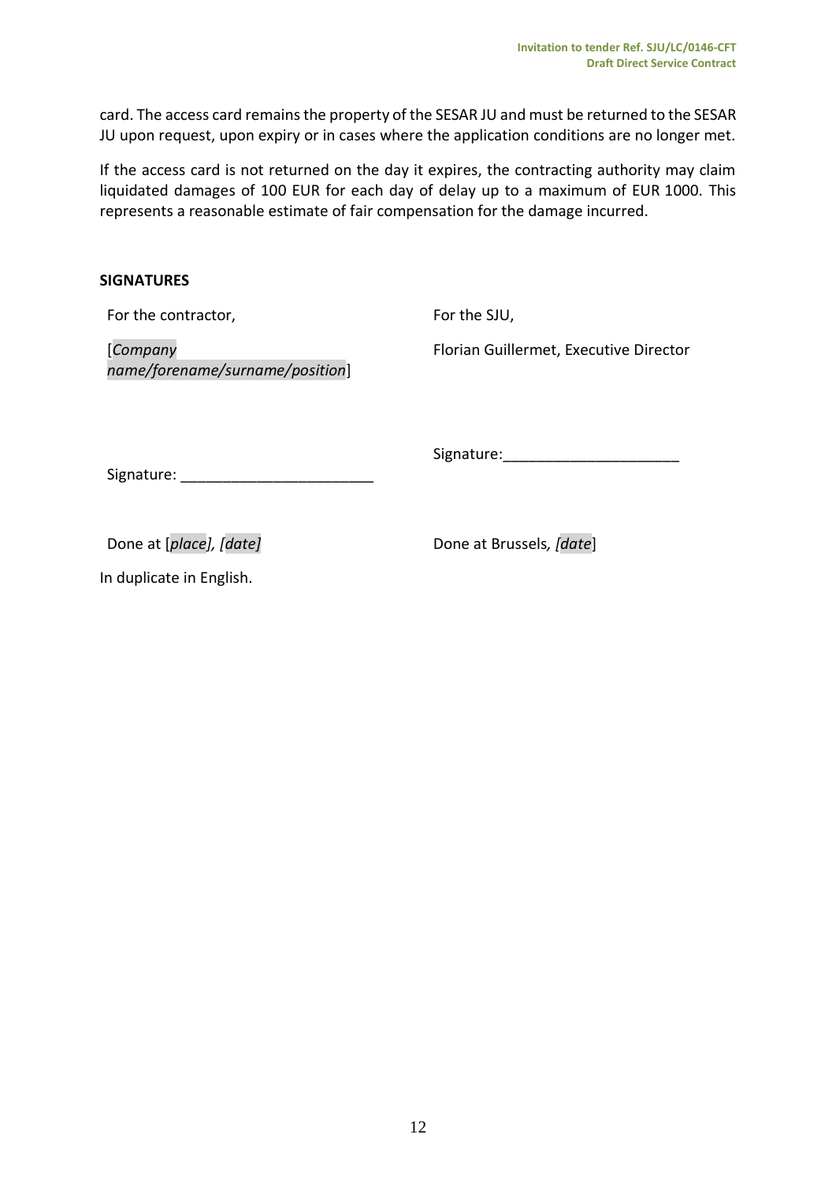card. The access card remains the property of the SESAR JU and must be returned to the SESAR JU upon request, upon expiry or in cases where the application conditions are no longer met.

If the access card is not returned on the day it expires, the contracting authority may claim liquidated damages of 100 EUR for each day of delay up to a maximum of EUR 1000. This represents a reasonable estimate of fair compensation for the damage incurred.

**SIGNATURES**

| For the contractor, | For the SJU, |
|---|---|
| [*Company name/forename/surname/position*] | Florian Guillermet, Executive Director |
| Signature: _______________________ | Signature:_____________________ |
| Done at [*place*], [*date*] | Done at Brussels, [*date*] |

In duplicate in English.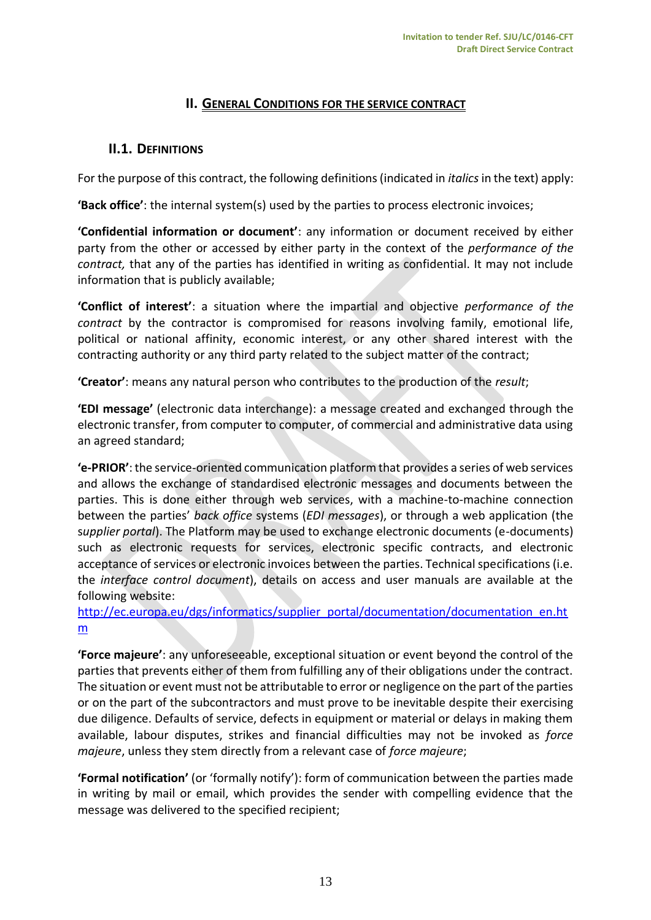## II. GENERAL CONDITIONS FOR THE SERVICE CONTRACT

### II.1. DEFINITIONS

For the purpose of this contract, the following definitions (indicated in *italics* in the text) apply:

**'Back office'**: the internal system(s) used by the parties to process electronic invoices;

**'Confidential information or document'**: any information or document received by either party from the other or accessed by either party in the context of the *performance of the contract,* that any of the parties has identified in writing as confidential. It may not include information that is publicly available;

**'Conflict of interest'**: a situation where the impartial and objective *performance of the contract* by the contractor is compromised for reasons involving family, emotional life, political or national affinity, economic interest, or any other shared interest with the contracting authority or any third party related to the subject matter of the contract;

**'Creator'**: means any natural person who contributes to the production of the *result*;

**'EDI message'** (electronic data interchange): a message created and exchanged through the electronic transfer, from computer to computer, of commercial and administrative data using an agreed standard;

**'e-PRIOR'**: the service-oriented communication platform that provides a series of web services and allows the exchange of standardised electronic messages and documents between the parties. This is done either through web services, with a machine-to-machine connection between the parties' *back office* systems (*EDI messages*), or through a web application (the *supplier portal*). The Platform may be used to exchange electronic documents (e-documents) such as electronic requests for services, electronic specific contracts, and electronic acceptance of services or electronic invoices between the parties. Technical specifications (i.e. the *interface control document*), details on access and user manuals are available at the following website: http://ec.europa.eu/dgs/informatics/supplier_portal/documentation/documentation_en.htm

**'Force majeure'**: any unforeseeable, exceptional situation or event beyond the control of the parties that prevents either of them from fulfilling any of their obligations under the contract. The situation or event must not be attributable to error or negligence on the part of the parties or on the part of the subcontractors and must prove to be inevitable despite their exercising due diligence. Defaults of service, defects in equipment or material or delays in making them available, labour disputes, strikes and financial difficulties may not be invoked as *force majeure*, unless they stem directly from a relevant case of *force majeure*;

**'Formal notification'** (or 'formally notify'): form of communication between the parties made in writing by mail or email, which provides the sender with compelling evidence that the message was delivered to the specified recipient;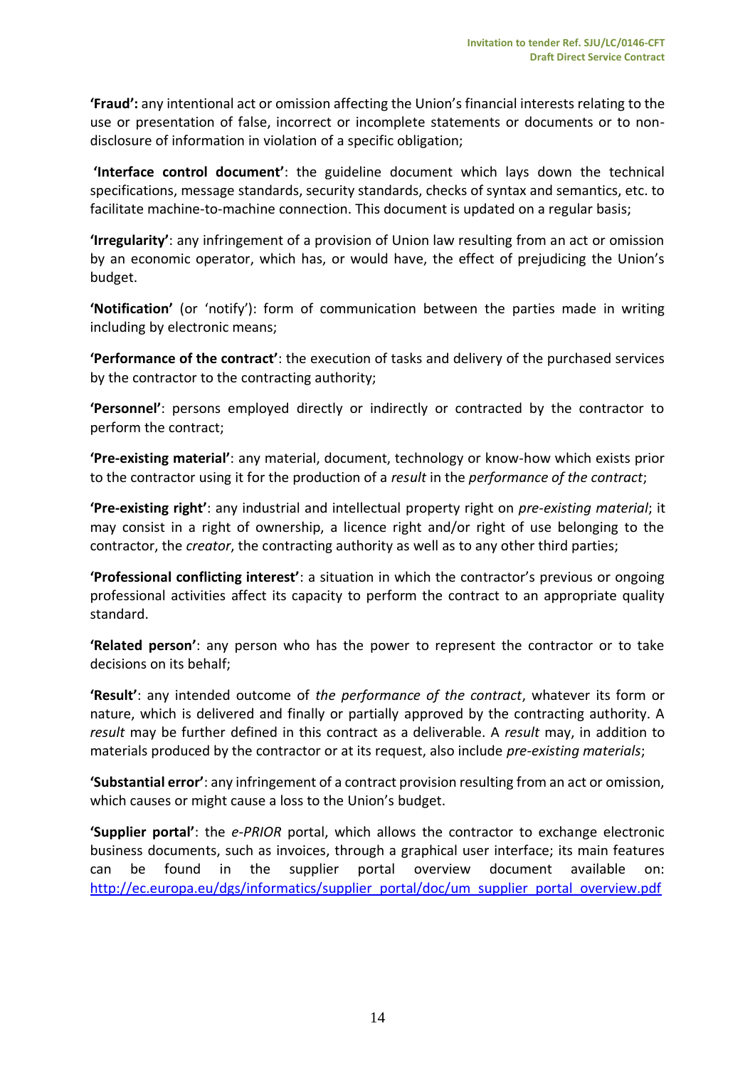**'Fraud':** any intentional act or omission affecting the Union's financial interests relating to the use or presentation of false, incorrect or incomplete statements or documents or to non-disclosure of information in violation of a specific obligation;

**'Interface control document'**: the guideline document which lays down the technical specifications, message standards, security standards, checks of syntax and semantics, etc. to facilitate machine-to-machine connection. This document is updated on a regular basis;

**'Irregularity'**: any infringement of a provision of Union law resulting from an act or omission by an economic operator, which has, or would have, the effect of prejudicing the Union's budget.

**'Notification'** (or 'notify'): form of communication between the parties made in writing including by electronic means;

**'Performance of the contract'**: the execution of tasks and delivery of the purchased services by the contractor to the contracting authority;

**'Personnel'**: persons employed directly or indirectly or contracted by the contractor to perform the contract;

**'Pre-existing material'**: any material, document, technology or know-how which exists prior to the contractor using it for the production of a *result* in the *performance of the contract*;

**'Pre-existing right'**: any industrial and intellectual property right on *pre-existing material*; it may consist in a right of ownership, a licence right and/or right of use belonging to the contractor, the *creator*, the contracting authority as well as to any other third parties;

**'Professional conflicting interest'**: a situation in which the contractor's previous or ongoing professional activities affect its capacity to perform the contract to an appropriate quality standard.

**'Related person'**: any person who has the power to represent the contractor or to take decisions on its behalf;

**'Result'**: any intended outcome of *the performance of the contract*, whatever its form or nature, which is delivered and finally or partially approved by the contracting authority. A *result* may be further defined in this contract as a deliverable. A *result* may, in addition to materials produced by the contractor or at its request, also include *pre-existing materials*;

**'Substantial error'**: any infringement of a contract provision resulting from an act or omission, which causes or might cause a loss to the Union's budget.

**'Supplier portal'**: the *e-PRIOR* portal, which allows the contractor to exchange electronic business documents, such as invoices, through a graphical user interface; its main features can be found in the supplier portal overview document available on: http://ec.europa.eu/dgs/informatics/supplier_portal/doc/um_supplier_portal_overview.pdf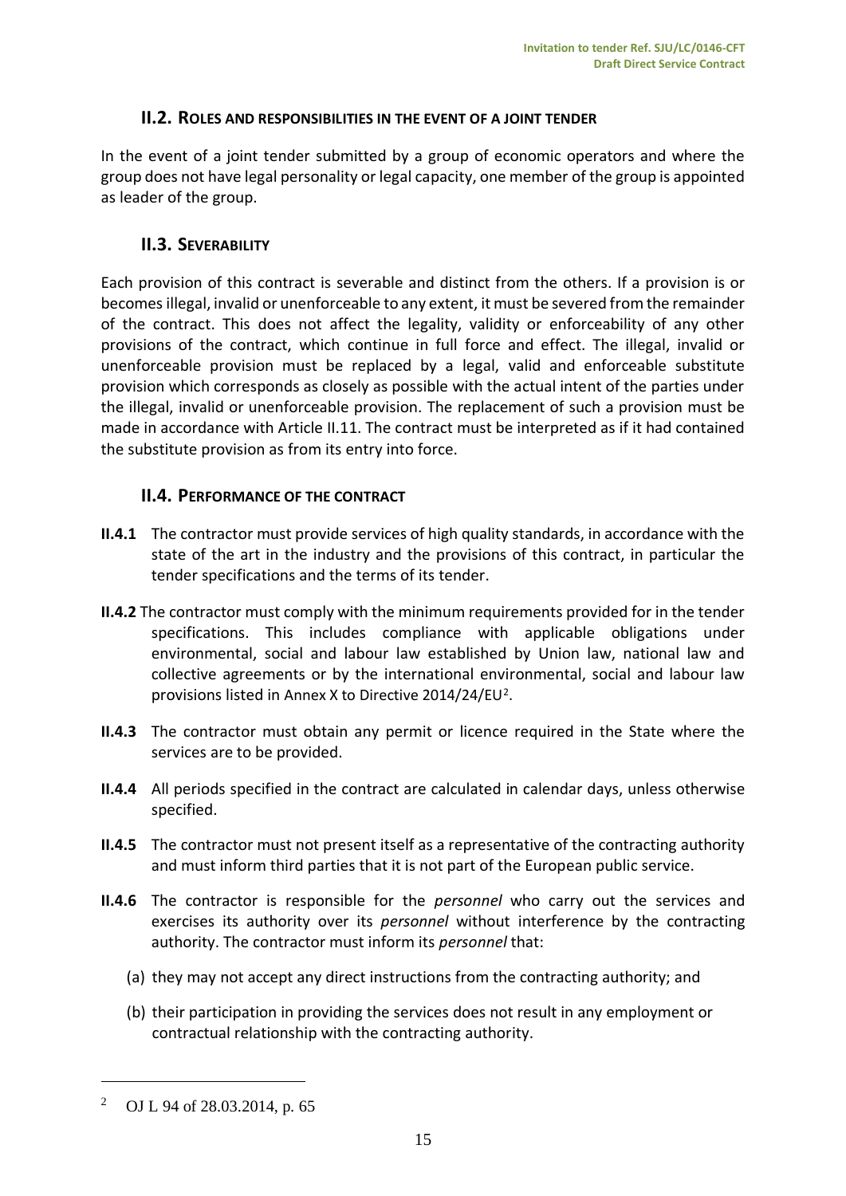### II.2. Roles and responsibilities in the event of a joint tender

In the event of a joint tender submitted by a group of economic operators and where the group does not have legal personality or legal capacity, one member of the group is appointed as leader of the group.

### II.3. Severability

Each provision of this contract is severable and distinct from the others. If a provision is or becomes illegal, invalid or unenforceable to any extent, it must be severed from the remainder of the contract. This does not affect the legality, validity or enforceability of any other provisions of the contract, which continue in full force and effect. The illegal, invalid or unenforceable provision must be replaced by a legal, valid and enforceable substitute provision which corresponds as closely as possible with the actual intent of the parties under the illegal, invalid or unenforceable provision. The replacement of such a provision must be made in accordance with Article II.11. The contract must be interpreted as if it had contained the substitute provision as from its entry into force.

### II.4. Performance of the contract

**II.4.1** The contractor must provide services of high quality standards, in accordance with the state of the art in the industry and the provisions of this contract, in particular the tender specifications and the terms of its tender.

**II.4.2** The contractor must comply with the minimum requirements provided for in the tender specifications. This includes compliance with applicable obligations under environmental, social and labour law established by Union law, national law and collective agreements or by the international environmental, social and labour law provisions listed in Annex X to Directive 2014/24/EU[2].

**II.4.3** The contractor must obtain any permit or licence required in the State where the services are to be provided.

**II.4.4** All periods specified in the contract are calculated in calendar days, unless otherwise specified.

**II.4.5** The contractor must not present itself as a representative of the contracting authority and must inform third parties that it is not part of the European public service.

**II.4.6** The contractor is responsible for the *personnel* who carry out the services and exercises its authority over its *personnel* without interference by the contracting authority. The contractor must inform its *personnel* that:

(a) they may not accept any direct instructions from the contracting authority; and

(b) their participation in providing the services does not result in any employment or contractual relationship with the contracting authority.

---

[2] OJ L 94 of 28.03.2014, p. 65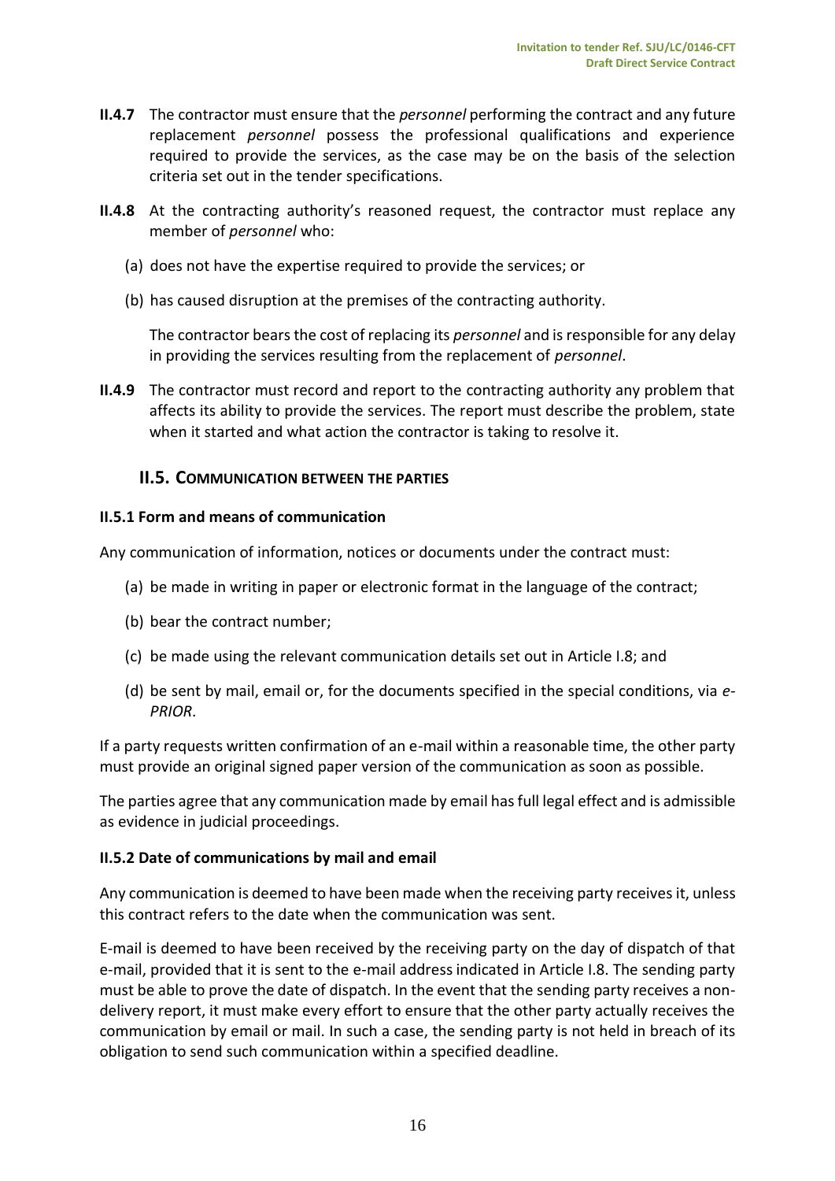**II.4.7** The contractor must ensure that the *personnel* performing the contract and any future replacement *personnel* possess the professional qualifications and experience required to provide the services, as the case may be on the basis of the selection criteria set out in the tender specifications.

**II.4.8** At the contracting authority's reasoned request, the contractor must replace any member of *personnel* who:

(a) does not have the expertise required to provide the services; or

(b) has caused disruption at the premises of the contracting authority.

The contractor bears the cost of replacing its *personnel* and is responsible for any delay in providing the services resulting from the replacement of *personnel*.

**II.4.9** The contractor must record and report to the contracting authority any problem that affects its ability to provide the services. The report must describe the problem, state when it started and what action the contractor is taking to resolve it.

## II.5. COMMUNICATION BETWEEN THE PARTIES

### II.5.1 Form and means of communication

Any communication of information, notices or documents under the contract must:

(a) be made in writing in paper or electronic format in the language of the contract;

(b) bear the contract number;

(c) be made using the relevant communication details set out in Article I.8; and

(d) be sent by mail, email or, for the documents specified in the special conditions, via *e-PRIOR*.

If a party requests written confirmation of an e-mail within a reasonable time, the other party must provide an original signed paper version of the communication as soon as possible.

The parties agree that any communication made by email has full legal effect and is admissible as evidence in judicial proceedings.

### II.5.2 Date of communications by mail and email

Any communication is deemed to have been made when the receiving party receives it, unless this contract refers to the date when the communication was sent.

E-mail is deemed to have been received by the receiving party on the day of dispatch of that e-mail, provided that it is sent to the e-mail address indicated in Article I.8. The sending party must be able to prove the date of dispatch. In the event that the sending party receives a non-delivery report, it must make every effort to ensure that the other party actually receives the communication by email or mail. In such a case, the sending party is not held in breach of its obligation to send such communication within a specified deadline.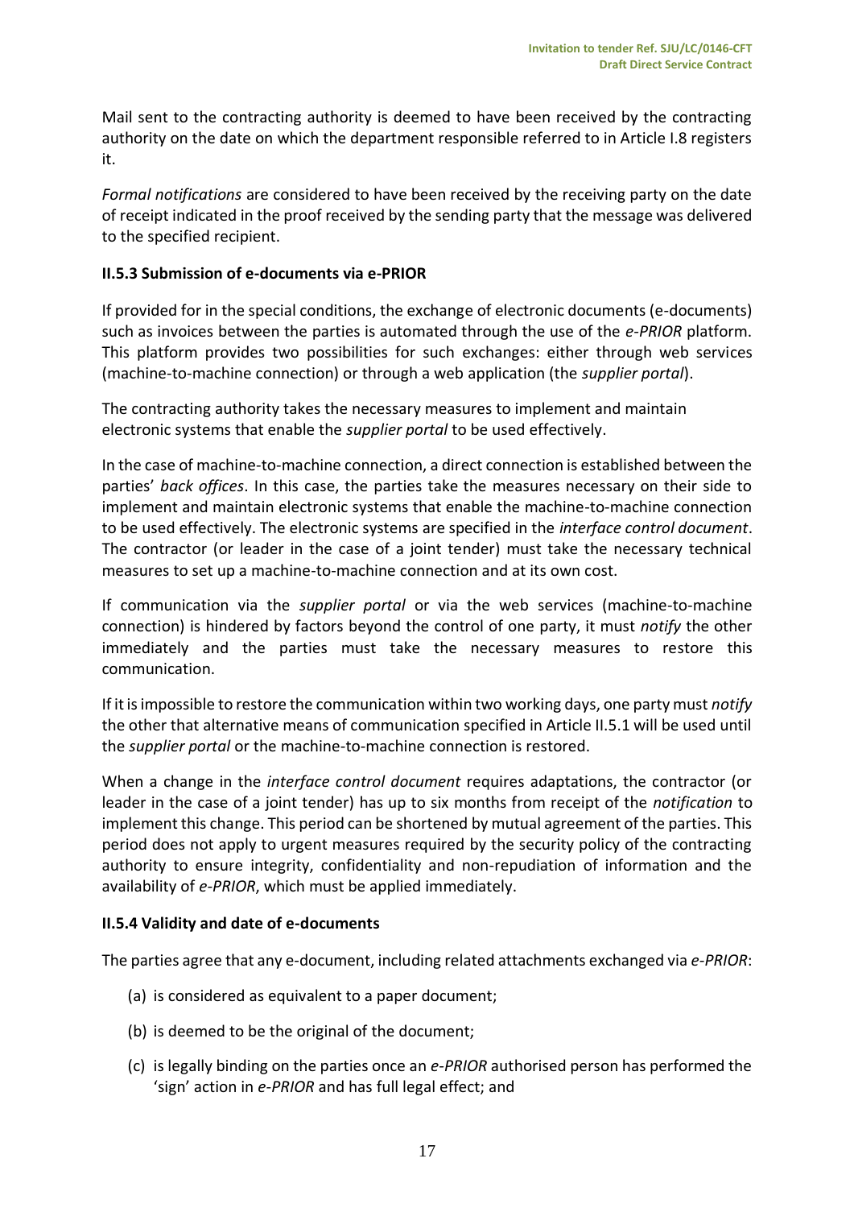Mail sent to the contracting authority is deemed to have been received by the contracting authority on the date on which the department responsible referred to in Article I.8 registers it.

*Formal notifications* are considered to have been received by the receiving party on the date of receipt indicated in the proof received by the sending party that the message was delivered to the specified recipient.

#### II.5.3 Submission of e-documents via e-PRIOR

If provided for in the special conditions, the exchange of electronic documents (e-documents) such as invoices between the parties is automated through the use of the *e-PRIOR* platform. This platform provides two possibilities for such exchanges: either through web services (machine-to-machine connection) or through a web application (the *supplier portal*).

The contracting authority takes the necessary measures to implement and maintain electronic systems that enable the *supplier portal* to be used effectively.

In the case of machine-to-machine connection, a direct connection is established between the parties' *back offices*. In this case, the parties take the measures necessary on their side to implement and maintain electronic systems that enable the machine-to-machine connection to be used effectively. The electronic systems are specified in the *interface control document*. The contractor (or leader in the case of a joint tender) must take the necessary technical measures to set up a machine-to-machine connection and at its own cost.

If communication via the *supplier portal* or via the web services (machine-to-machine connection) is hindered by factors beyond the control of one party, it must *notify* the other immediately and the parties must take the necessary measures to restore this communication.

If it is impossible to restore the communication within two working days, one party must *notify* the other that alternative means of communication specified in Article II.5.1 will be used until the *supplier portal* or the machine-to-machine connection is restored.

When a change in the *interface control document* requires adaptations, the contractor (or leader in the case of a joint tender) has up to six months from receipt of the *notification* to implement this change. This period can be shortened by mutual agreement of the parties. This period does not apply to urgent measures required by the security policy of the contracting authority to ensure integrity, confidentiality and non-repudiation of information and the availability of *e-PRIOR*, which must be applied immediately.

#### II.5.4 Validity and date of e-documents

The parties agree that any e-document, including related attachments exchanged via *e-PRIOR*:

(a) is considered as equivalent to a paper document;

(b) is deemed to be the original of the document;

(c) is legally binding on the parties once an *e-PRIOR* authorised person has performed the 'sign' action in *e-PRIOR* and has full legal effect; and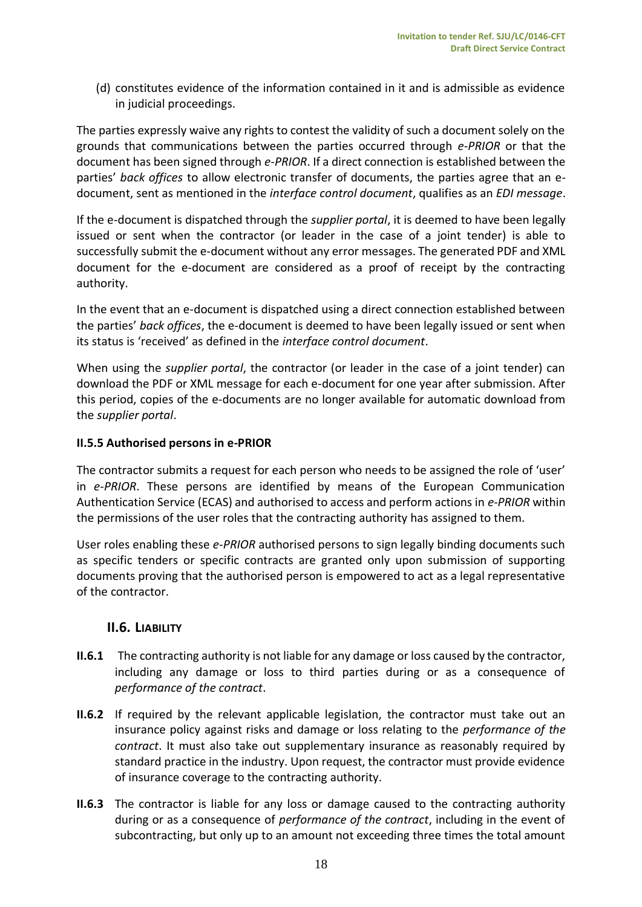(d) constitutes evidence of the information contained in it and is admissible as evidence in judicial proceedings.

The parties expressly waive any rights to contest the validity of such a document solely on the grounds that communications between the parties occurred through *e-PRIOR* or that the document has been signed through *e-PRIOR*. If a direct connection is established between the parties' *back offices* to allow electronic transfer of documents, the parties agree that an e-document, sent as mentioned in the *interface control document*, qualifies as an *EDI message*.

If the e-document is dispatched through the *supplier portal*, it is deemed to have been legally issued or sent when the contractor (or leader in the case of a joint tender) is able to successfully submit the e-document without any error messages. The generated PDF and XML document for the e-document are considered as a proof of receipt by the contracting authority.

In the event that an e-document is dispatched using a direct connection established between the parties' *back offices*, the e-document is deemed to have been legally issued or sent when its status is 'received' as defined in the *interface control document*.

When using the *supplier portal*, the contractor (or leader in the case of a joint tender) can download the PDF or XML message for each e-document for one year after submission. After this period, copies of the e-documents are no longer available for automatic download from the *supplier portal*.

#### II.5.5 Authorised persons in e-PRIOR

The contractor submits a request for each person who needs to be assigned the role of 'user' in *e-PRIOR*. These persons are identified by means of the European Communication Authentication Service (ECAS) and authorised to access and perform actions in *e-PRIOR* within the permissions of the user roles that the contracting authority has assigned to them.

User roles enabling these *e-PRIOR* authorised persons to sign legally binding documents such as specific tenders or specific contracts are granted only upon submission of supporting documents proving that the authorised person is empowered to act as a legal representative of the contractor.

### II.6. LIABILITY

**II.6.1** The contracting authority is not liable for any damage or loss caused by the contractor, including any damage or loss to third parties during or as a consequence of *performance of the contract*.

**II.6.2** If required by the relevant applicable legislation, the contractor must take out an insurance policy against risks and damage or loss relating to the *performance of the contract*. It must also take out supplementary insurance as reasonably required by standard practice in the industry. Upon request, the contractor must provide evidence of insurance coverage to the contracting authority.

**II.6.3** The contractor is liable for any loss or damage caused to the contracting authority during or as a consequence of *performance of the contract*, including in the event of subcontracting, but only up to an amount not exceeding three times the total amount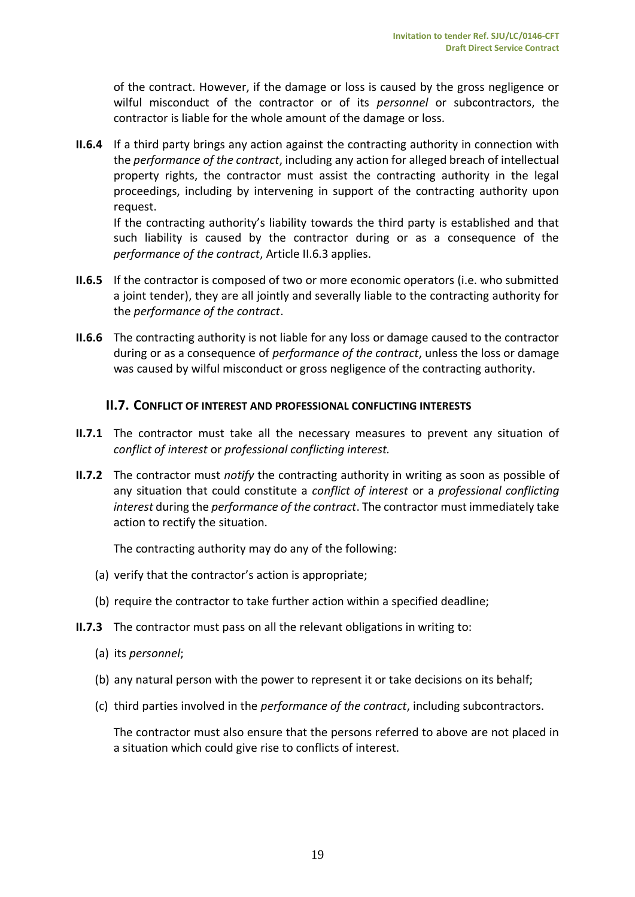of the contract. However, if the damage or loss is caused by the gross negligence or wilful misconduct of the contractor or of its *personnel* or subcontractors, the contractor is liable for the whole amount of the damage or loss.

**II.6.4** If a third party brings any action against the contracting authority in connection with the *performance of the contract*, including any action for alleged breach of intellectual property rights, the contractor must assist the contracting authority in the legal proceedings, including by intervening in support of the contracting authority upon request.

If the contracting authority's liability towards the third party is established and that such liability is caused by the contractor during or as a consequence of the *performance of the contract*, Article II.6.3 applies.

**II.6.5** If the contractor is composed of two or more economic operators (i.e. who submitted a joint tender), they are all jointly and severally liable to the contracting authority for the *performance of the contract*.

**II.6.6** The contracting authority is not liable for any loss or damage caused to the contractor during or as a consequence of *performance of the contract*, unless the loss or damage was caused by wilful misconduct or gross negligence of the contracting authority.

## II.7. Conflict of interest and professional conflicting interests

**II.7.1** The contractor must take all the necessary measures to prevent any situation of *conflict of interest* or *professional conflicting interest.*

**II.7.2** The contractor must *notify* the contracting authority in writing as soon as possible of any situation that could constitute a *conflict of interest* or a *professional conflicting interest* during the *performance of the contract*. The contractor must immediately take action to rectify the situation.

The contracting authority may do any of the following:

(a) verify that the contractor's action is appropriate;

(b) require the contractor to take further action within a specified deadline;

**II.7.3** The contractor must pass on all the relevant obligations in writing to:

(a) its *personnel*;

(b) any natural person with the power to represent it or take decisions on its behalf;

(c) third parties involved in the *performance of the contract*, including subcontractors.

The contractor must also ensure that the persons referred to above are not placed in a situation which could give rise to conflicts of interest.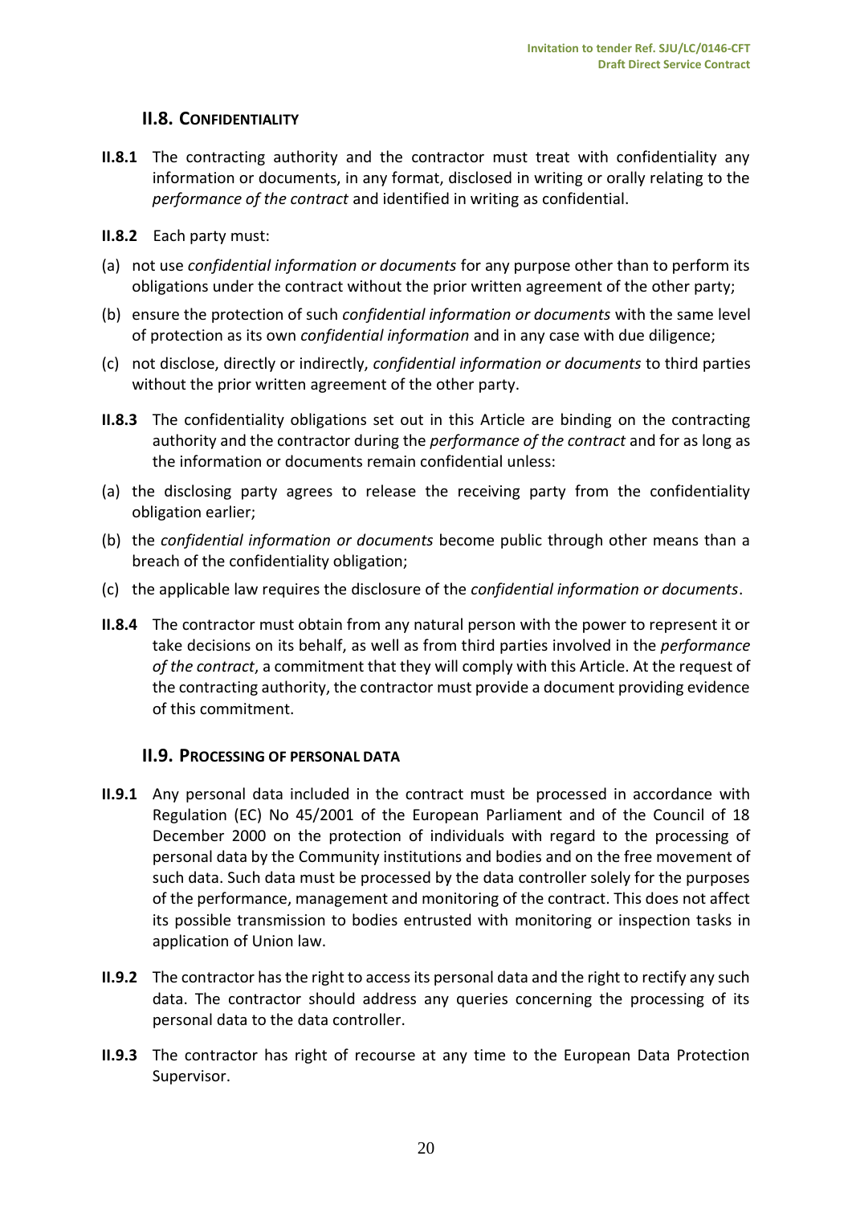### II.8. CONFIDENTIALITY

**II.8.1** The contracting authority and the contractor must treat with confidentiality any information or documents, in any format, disclosed in writing or orally relating to the *performance of the contract* and identified in writing as confidential.

**II.8.2** Each party must:

(a) not use *confidential information or documents* for any purpose other than to perform its obligations under the contract without the prior written agreement of the other party;

(b) ensure the protection of such *confidential information or documents* with the same level of protection as its own *confidential information* and in any case with due diligence;

(c) not disclose, directly or indirectly, *confidential information or documents* to third parties without the prior written agreement of the other party.

**II.8.3** The confidentiality obligations set out in this Article are binding on the contracting authority and the contractor during the *performance of the contract* and for as long as the information or documents remain confidential unless:

(a) the disclosing party agrees to release the receiving party from the confidentiality obligation earlier;

(b) the *confidential information or documents* become public through other means than a breach of the confidentiality obligation;

(c) the applicable law requires the disclosure of the *confidential information or documents*.

**II.8.4** The contractor must obtain from any natural person with the power to represent it or take decisions on its behalf, as well as from third parties involved in the *performance of the contract*, a commitment that they will comply with this Article. At the request of the contracting authority, the contractor must provide a document providing evidence of this commitment.

### II.9. PROCESSING OF PERSONAL DATA

**II.9.1** Any personal data included in the contract must be processed in accordance with Regulation (EC) No 45/2001 of the European Parliament and of the Council of 18 December 2000 on the protection of individuals with regard to the processing of personal data by the Community institutions and bodies and on the free movement of such data. Such data must be processed by the data controller solely for the purposes of the performance, management and monitoring of the contract. This does not affect its possible transmission to bodies entrusted with monitoring or inspection tasks in application of Union law.

**II.9.2** The contractor has the right to access its personal data and the right to rectify any such data. The contractor should address any queries concerning the processing of its personal data to the data controller.

**II.9.3** The contractor has right of recourse at any time to the European Data Protection Supervisor.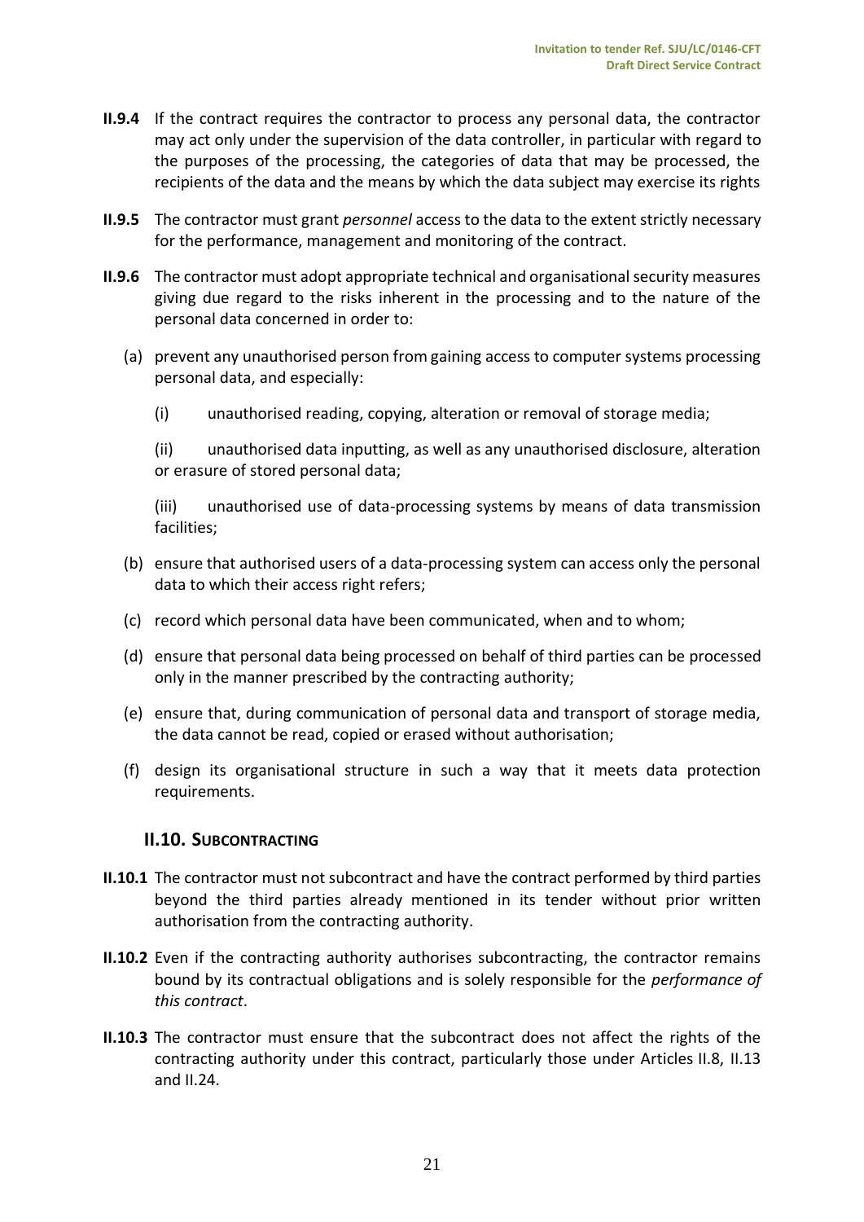**II.9.4** If the contract requires the contractor to process any personal data, the contractor may act only under the supervision of the data controller, in particular with regard to the purposes of the processing, the categories of data that may be processed, the recipients of the data and the means by which the data subject may exercise its rights

**II.9.5** The contractor must grant *personnel* access to the data to the extent strictly necessary for the performance, management and monitoring of the contract.

**II.9.6** The contractor must adopt appropriate technical and organisational security measures giving due regard to the risks inherent in the processing and to the nature of the personal data concerned in order to:

(a) prevent any unauthorised person from gaining access to computer systems processing personal data, and especially:

(i) unauthorised reading, copying, alteration or removal of storage media;

(ii) unauthorised data inputting, as well as any unauthorised disclosure, alteration or erasure of stored personal data;

(iii) unauthorised use of data-processing systems by means of data transmission facilities;

(b) ensure that authorised users of a data-processing system can access only the personal data to which their access right refers;

(c) record which personal data have been communicated, when and to whom;

(d) ensure that personal data being processed on behalf of third parties can be processed only in the manner prescribed by the contracting authority;

(e) ensure that, during communication of personal data and transport of storage media, the data cannot be read, copied or erased without authorisation;

(f) design its organisational structure in such a way that it meets data protection requirements.

### II.10. SUBCONTRACTING

**II.10.1** The contractor must not subcontract and have the contract performed by third parties beyond the third parties already mentioned in its tender without prior written authorisation from the contracting authority.

**II.10.2** Even if the contracting authority authorises subcontracting, the contractor remains bound by its contractual obligations and is solely responsible for the *performance of this contract*.

**II.10.3** The contractor must ensure that the subcontract does not affect the rights of the contracting authority under this contract, particularly those under Articles II.8, II.13 and II.24.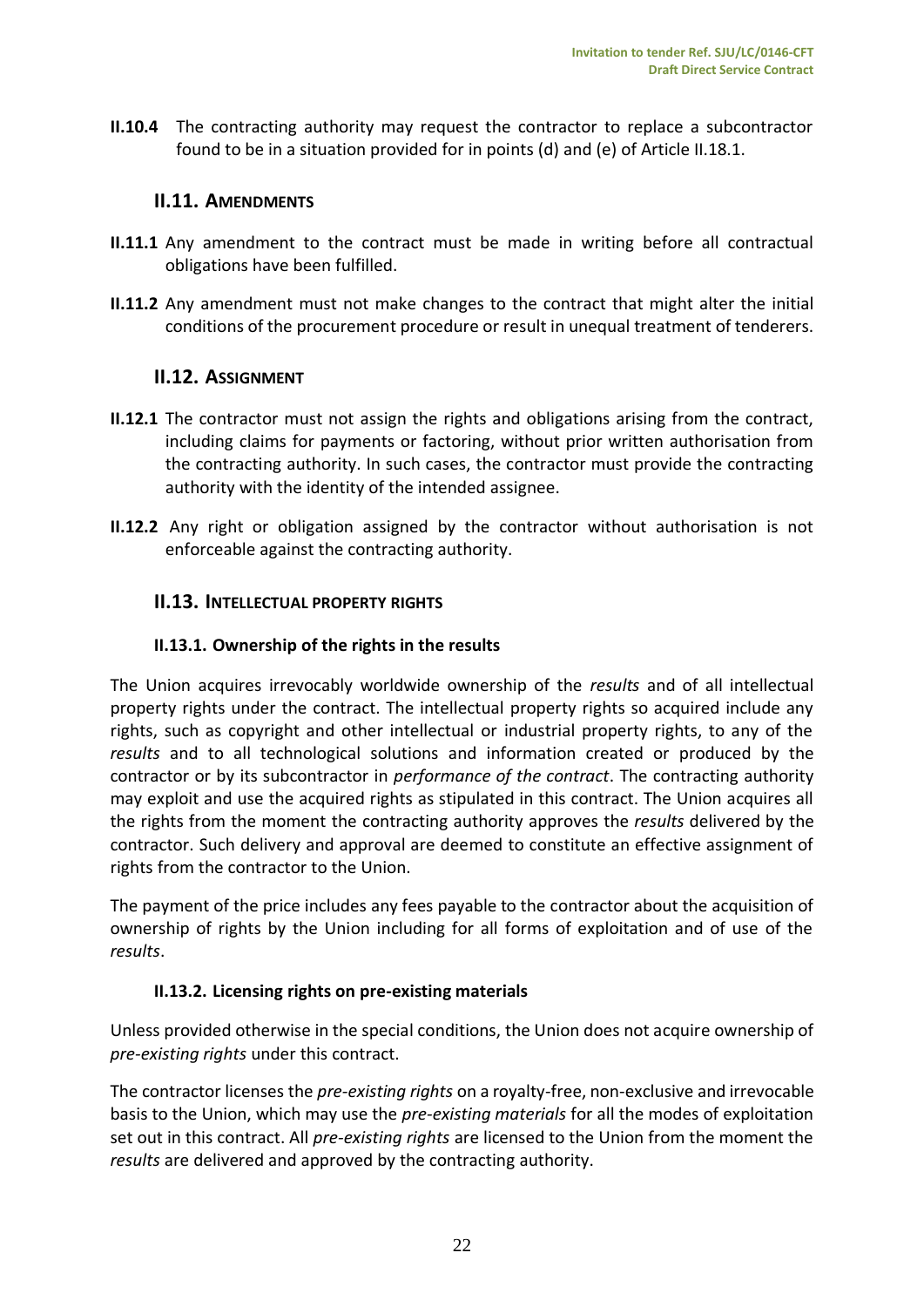**II.10.4** The contracting authority may request the contractor to replace a subcontractor found to be in a situation provided for in points (d) and (e) of Article II.18.1.

## II.11. AMENDMENTS

**II.11.1** Any amendment to the contract must be made in writing before all contractual obligations have been fulfilled.

**II.11.2** Any amendment must not make changes to the contract that might alter the initial conditions of the procurement procedure or result in unequal treatment of tenderers.

## II.12. ASSIGNMENT

**II.12.1** The contractor must not assign the rights and obligations arising from the contract, including claims for payments or factoring, without prior written authorisation from the contracting authority. In such cases, the contractor must provide the contracting authority with the identity of the intended assignee.

**II.12.2** Any right or obligation assigned by the contractor without authorisation is not enforceable against the contracting authority.

## II.13. INTELLECTUAL PROPERTY RIGHTS

### II.13.1. Ownership of the rights in the results

The Union acquires irrevocably worldwide ownership of the *results* and of all intellectual property rights under the contract. The intellectual property rights so acquired include any rights, such as copyright and other intellectual or industrial property rights, to any of the *results* and to all technological solutions and information created or produced by the contractor or by its subcontractor in *performance of the contract*. The contracting authority may exploit and use the acquired rights as stipulated in this contract. The Union acquires all the rights from the moment the contracting authority approves the *results* delivered by the contractor. Such delivery and approval are deemed to constitute an effective assignment of rights from the contractor to the Union.

The payment of the price includes any fees payable to the contractor about the acquisition of ownership of rights by the Union including for all forms of exploitation and of use of the *results*.

### II.13.2. Licensing rights on pre-existing materials

Unless provided otherwise in the special conditions, the Union does not acquire ownership of *pre-existing rights* under this contract.

The contractor licenses the *pre-existing rights* on a royalty-free, non-exclusive and irrevocable basis to the Union, which may use the *pre-existing materials* for all the modes of exploitation set out in this contract. All *pre-existing rights* are licensed to the Union from the moment the *results* are delivered and approved by the contracting authority.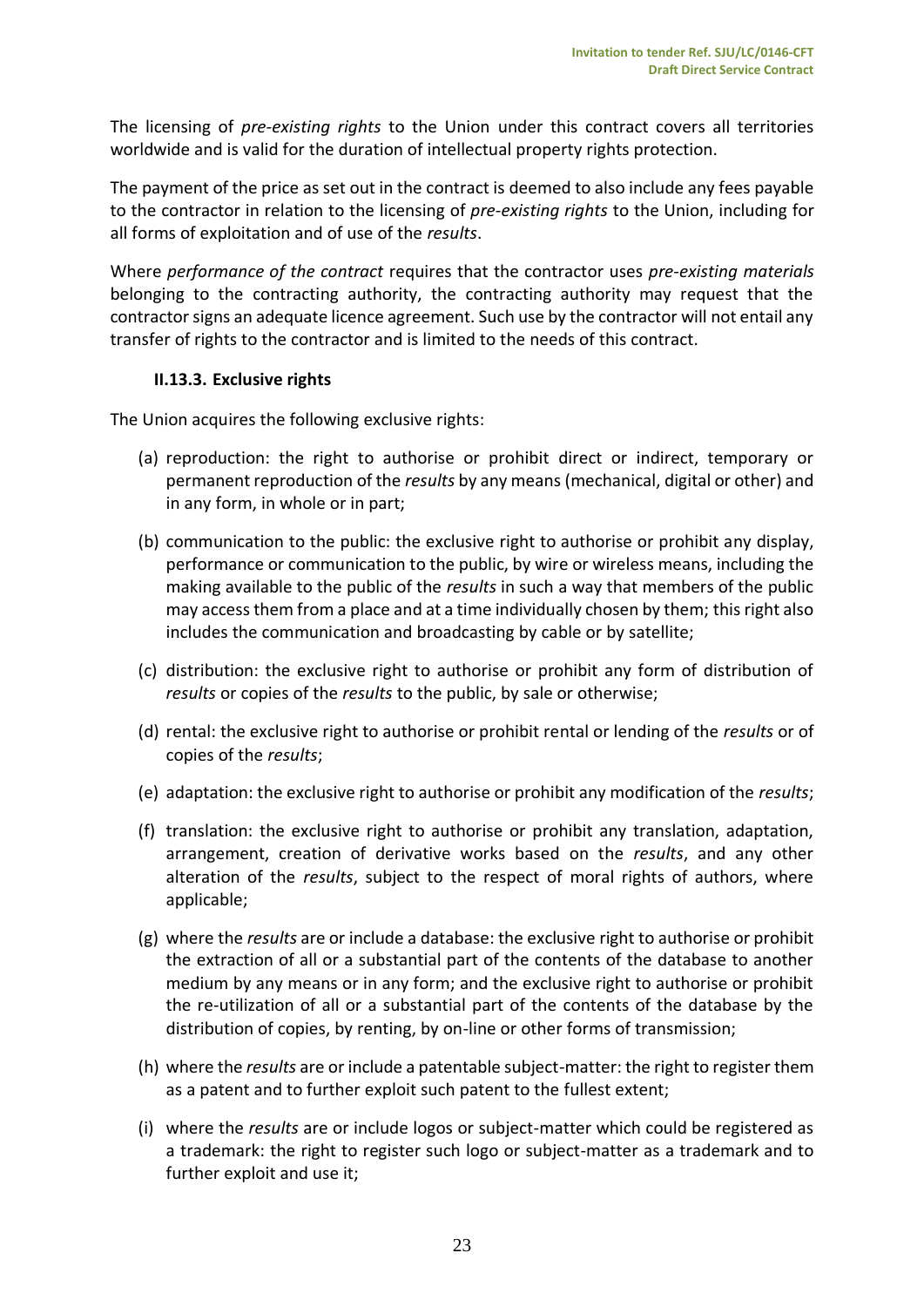The licensing of *pre-existing rights* to the Union under this contract covers all territories worldwide and is valid for the duration of intellectual property rights protection.

The payment of the price as set out in the contract is deemed to also include any fees payable to the contractor in relation to the licensing of *pre-existing rights* to the Union, including for all forms of exploitation and of use of the *results*.

Where *performance of the contract* requires that the contractor uses *pre-existing materials* belonging to the contracting authority, the contracting authority may request that the contractor signs an adequate licence agreement. Such use by the contractor will not entail any transfer of rights to the contractor and is limited to the needs of this contract.

### II.13.3. Exclusive rights

The Union acquires the following exclusive rights:

(a) reproduction: the right to authorise or prohibit direct or indirect, temporary or permanent reproduction of the *results* by any means (mechanical, digital or other) and in any form, in whole or in part;

(b) communication to the public: the exclusive right to authorise or prohibit any display, performance or communication to the public, by wire or wireless means, including the making available to the public of the *results* in such a way that members of the public may access them from a place and at a time individually chosen by them; this right also includes the communication and broadcasting by cable or by satellite;

(c) distribution: the exclusive right to authorise or prohibit any form of distribution of *results* or copies of the *results* to the public, by sale or otherwise;

(d) rental: the exclusive right to authorise or prohibit rental or lending of the *results* or of copies of the *results*;

(e) adaptation: the exclusive right to authorise or prohibit any modification of the *results*;

(f) translation: the exclusive right to authorise or prohibit any translation, adaptation, arrangement, creation of derivative works based on the *results*, and any other alteration of the *results*, subject to the respect of moral rights of authors, where applicable;

(g) where the *results* are or include a database: the exclusive right to authorise or prohibit the extraction of all or a substantial part of the contents of the database to another medium by any means or in any form; and the exclusive right to authorise or prohibit the re-utilization of all or a substantial part of the contents of the database by the distribution of copies, by renting, by on-line or other forms of transmission;

(h) where the *results* are or include a patentable subject-matter: the right to register them as a patent and to further exploit such patent to the fullest extent;

(i) where the *results* are or include logos or subject-matter which could be registered as a trademark: the right to register such logo or subject-matter as a trademark and to further exploit and use it;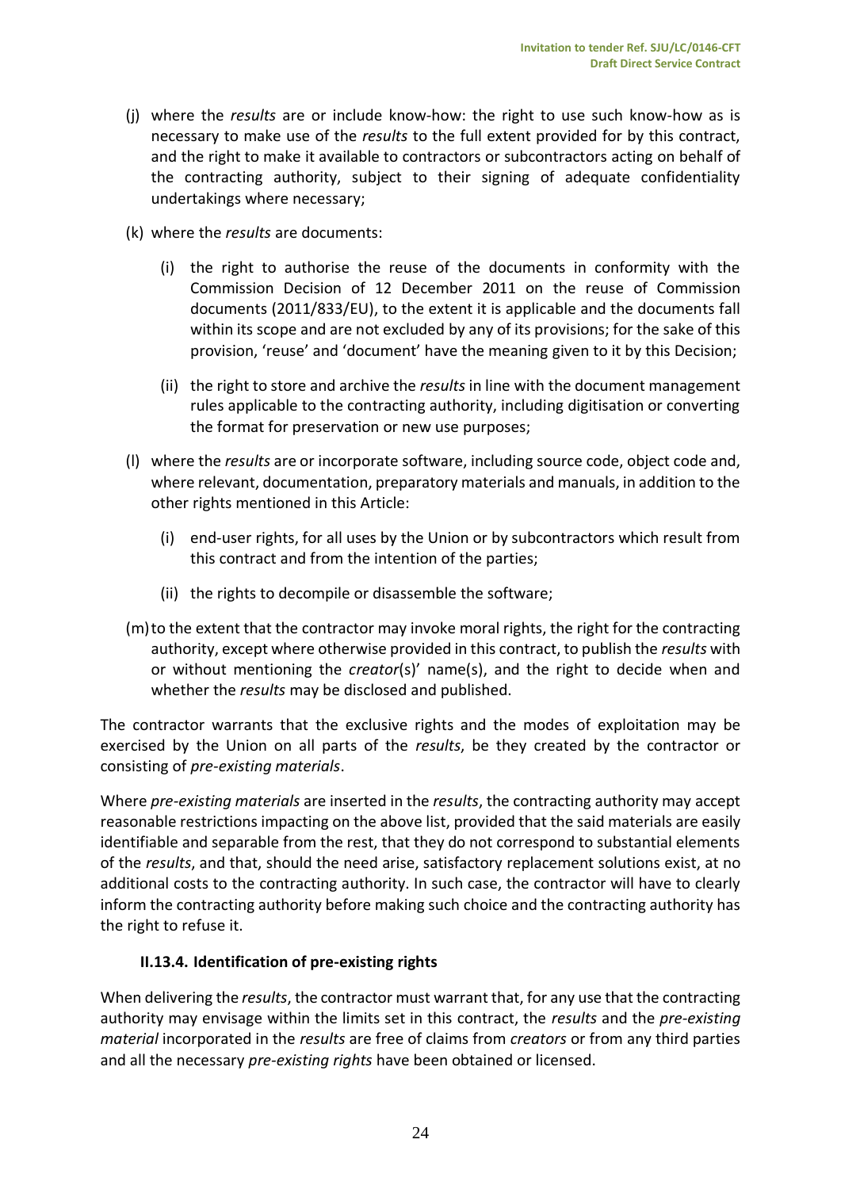(j) where the *results* are or include know-how: the right to use such know-how as is necessary to make use of the *results* to the full extent provided for by this contract, and the right to make it available to contractors or subcontractors acting on behalf of the contracting authority, subject to their signing of adequate confidentiality undertakings where necessary;

(k) where the *results* are documents:

   (i) the right to authorise the reuse of the documents in conformity with the Commission Decision of 12 December 2011 on the reuse of Commission documents (2011/833/EU), to the extent it is applicable and the documents fall within its scope and are not excluded by any of its provisions; for the sake of this provision, 'reuse' and 'document' have the meaning given to it by this Decision;

   (ii) the right to store and archive the *results* in line with the document management rules applicable to the contracting authority, including digitisation or converting the format for preservation or new use purposes;

(l) where the *results* are or incorporate software, including source code, object code and, where relevant, documentation, preparatory materials and manuals, in addition to the other rights mentioned in this Article:

   (i) end-user rights, for all uses by the Union or by subcontractors which result from this contract and from the intention of the parties;

   (ii) the rights to decompile or disassemble the software;

(m) to the extent that the contractor may invoke moral rights, the right for the contracting authority, except where otherwise provided in this contract, to publish the *results* with or without mentioning the *creator*(s)' name(s), and the right to decide when and whether the *results* may be disclosed and published.

The contractor warrants that the exclusive rights and the modes of exploitation may be exercised by the Union on all parts of the *results*, be they created by the contractor or consisting of *pre-existing materials*.

Where *pre-existing materials* are inserted in the *results*, the contracting authority may accept reasonable restrictions impacting on the above list, provided that the said materials are easily identifiable and separable from the rest, that they do not correspond to substantial elements of the *results*, and that, should the need arise, satisfactory replacement solutions exist, at no additional costs to the contracting authority. In such case, the contractor will have to clearly inform the contracting authority before making such choice and the contracting authority has the right to refuse it.

#### II.13.4. Identification of pre-existing rights

When delivering the *results*, the contractor must warrant that, for any use that the contracting authority may envisage within the limits set in this contract, the *results* and the *pre-existing material* incorporated in the *results* are free of claims from *creators* or from any third parties and all the necessary *pre-existing rights* have been obtained or licensed.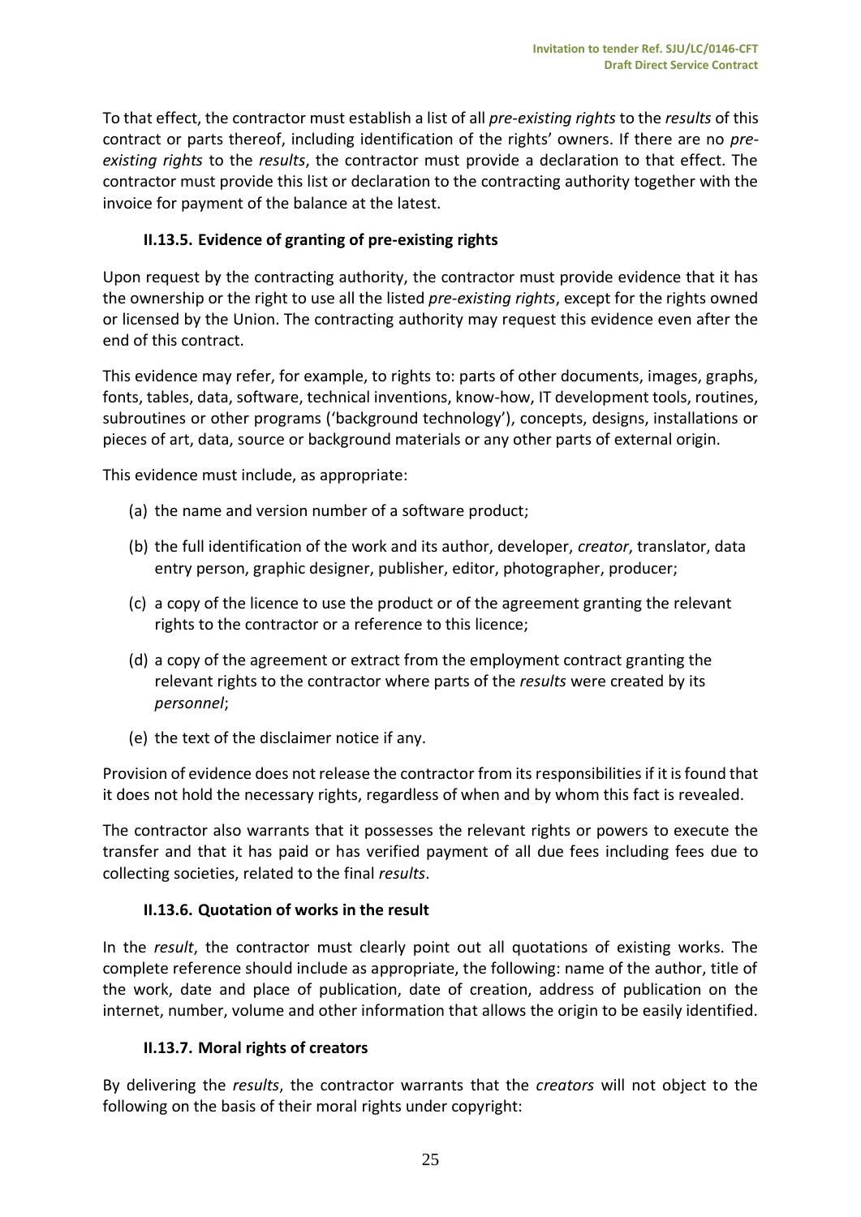To that effect, the contractor must establish a list of all *pre-existing rights* to the *results* of this contract or parts thereof, including identification of the rights' owners. If there are no *pre-existing rights* to the *results*, the contractor must provide a declaration to that effect. The contractor must provide this list or declaration to the contracting authority together with the invoice for payment of the balance at the latest.

### II.13.5. Evidence of granting of pre-existing rights

Upon request by the contracting authority, the contractor must provide evidence that it has the ownership or the right to use all the listed *pre-existing rights*, except for the rights owned or licensed by the Union. The contracting authority may request this evidence even after the end of this contract.

This evidence may refer, for example, to rights to: parts of other documents, images, graphs, fonts, tables, data, software, technical inventions, know-how, IT development tools, routines, subroutines or other programs ('background technology'), concepts, designs, installations or pieces of art, data, source or background materials or any other parts of external origin.

This evidence must include, as appropriate:

(a) the name and version number of a software product;

(b) the full identification of the work and its author, developer, *creator*, translator, data entry person, graphic designer, publisher, editor, photographer, producer;

(c) a copy of the licence to use the product or of the agreement granting the relevant rights to the contractor or a reference to this licence;

(d) a copy of the agreement or extract from the employment contract granting the relevant rights to the contractor where parts of the *results* were created by its *personnel*;

(e) the text of the disclaimer notice if any.

Provision of evidence does not release the contractor from its responsibilities if it is found that it does not hold the necessary rights, regardless of when and by whom this fact is revealed.

The contractor also warrants that it possesses the relevant rights or powers to execute the transfer and that it has paid or has verified payment of all due fees including fees due to collecting societies, related to the final *results*.

### II.13.6. Quotation of works in the result

In the *result*, the contractor must clearly point out all quotations of existing works. The complete reference should include as appropriate, the following: name of the author, title of the work, date and place of publication, date of creation, address of publication on the internet, number, volume and other information that allows the origin to be easily identified.

### II.13.7. Moral rights of creators

By delivering the *results*, the contractor warrants that the *creators* will not object to the following on the basis of their moral rights under copyright: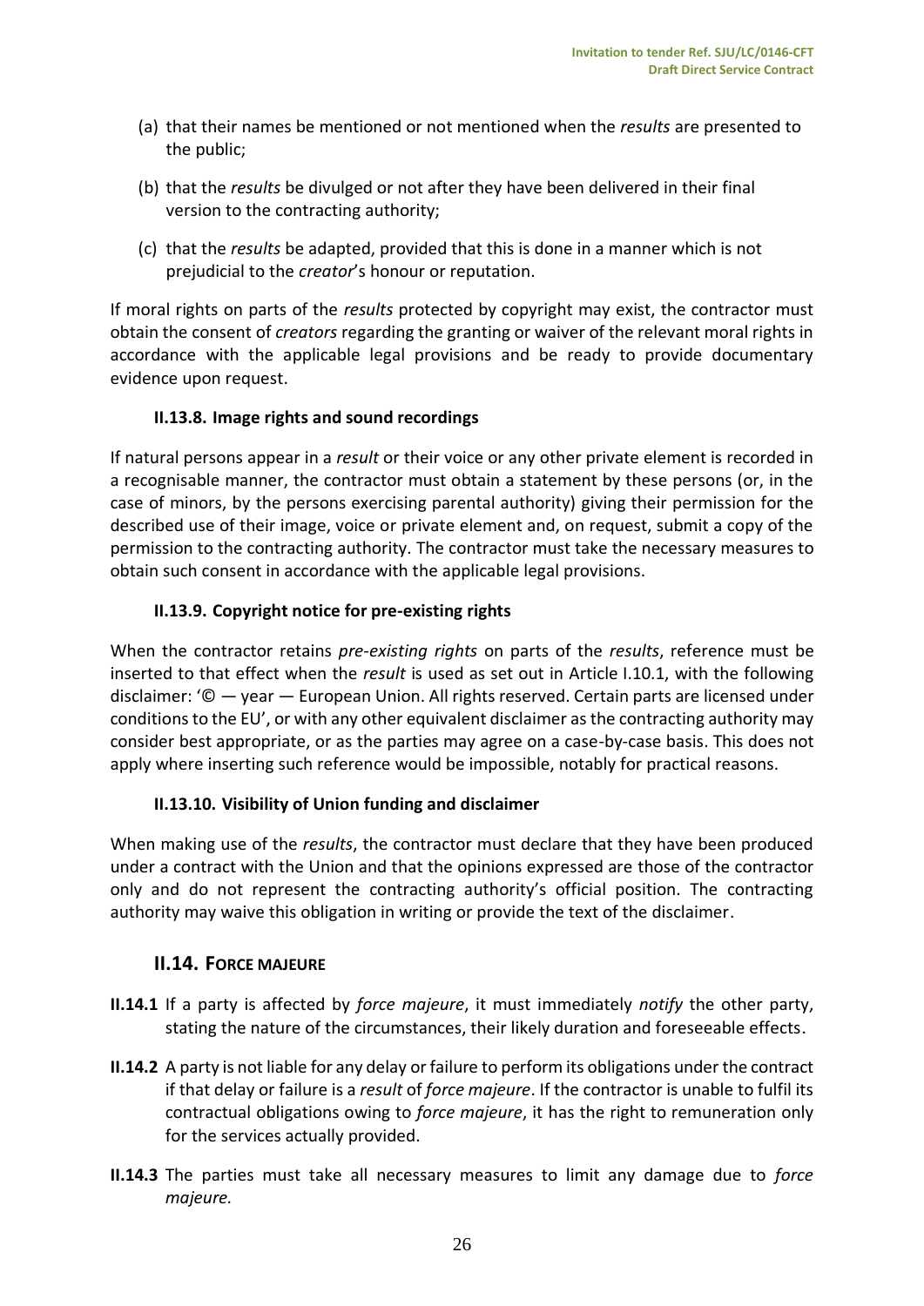(a) that their names be mentioned or not mentioned when the *results* are presented to the public;

(b) that the *results* be divulged or not after they have been delivered in their final version to the contracting authority;

(c) that the *results* be adapted, provided that this is done in a manner which is not prejudicial to the *creator*'s honour or reputation.

If moral rights on parts of the *results* protected by copyright may exist, the contractor must obtain the consent of *creators* regarding the granting or waiver of the relevant moral rights in accordance with the applicable legal provisions and be ready to provide documentary evidence upon request.

#### II.13.8. Image rights and sound recordings

If natural persons appear in a *result* or their voice or any other private element is recorded in a recognisable manner, the contractor must obtain a statement by these persons (or, in the case of minors, by the persons exercising parental authority) giving their permission for the described use of their image, voice or private element and, on request, submit a copy of the permission to the contracting authority. The contractor must take the necessary measures to obtain such consent in accordance with the applicable legal provisions.

#### II.13.9. Copyright notice for pre-existing rights

When the contractor retains *pre-existing rights* on parts of the *results*, reference must be inserted to that effect when the *result* is used as set out in Article I.10.1, with the following disclaimer: '© — year — European Union. All rights reserved. Certain parts are licensed under conditions to the EU', or with any other equivalent disclaimer as the contracting authority may consider best appropriate, or as the parties may agree on a case-by-case basis. This does not apply where inserting such reference would be impossible, notably for practical reasons.

#### II.13.10. Visibility of Union funding and disclaimer

When making use of the *results*, the contractor must declare that they have been produced under a contract with the Union and that the opinions expressed are those of the contractor only and do not represent the contracting authority's official position. The contracting authority may waive this obligation in writing or provide the text of the disclaimer.

### II.14. FORCE MAJEURE

**II.14.1** If a party is affected by *force majeure*, it must immediately *notify* the other party, stating the nature of the circumstances, their likely duration and foreseeable effects.

**II.14.2** A party is not liable for any delay or failure to perform its obligations under the contract if that delay or failure is a *result* of *force majeure*. If the contractor is unable to fulfil its contractual obligations owing to *force majeure*, it has the right to remuneration only for the services actually provided.

**II.14.3** The parties must take all necessary measures to limit any damage due to *force majeure.*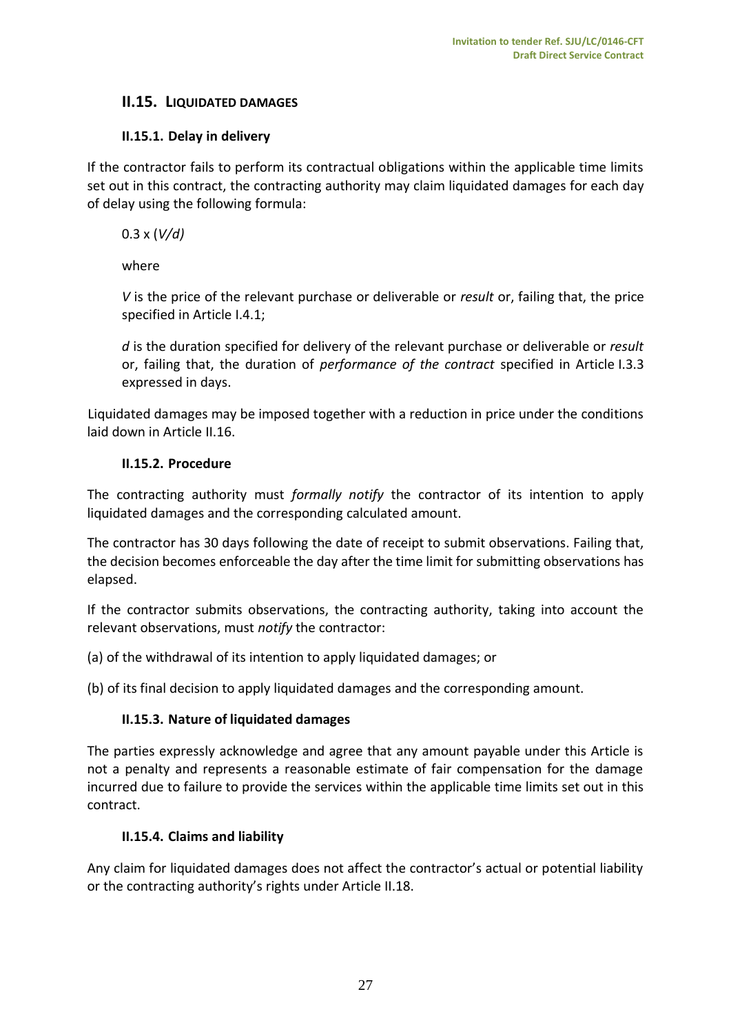## II.15. LIQUIDATED DAMAGES

### II.15.1. Delay in delivery

If the contractor fails to perform its contractual obligations within the applicable time limits set out in this contract, the contracting authority may claim liquidated damages for each day of delay using the following formula:

$0.3 \times (V/d)$

where

$V$ is the price of the relevant purchase or deliverable or *result* or, failing that, the price specified in Article I.4.1;

$d$ is the duration specified for delivery of the relevant purchase or deliverable or *result* or, failing that, the duration of *performance of the contract* specified in Article I.3.3 expressed in days.

Liquidated damages may be imposed together with a reduction in price under the conditions laid down in Article II.16.

### II.15.2. Procedure

The contracting authority must *formally notify* the contractor of its intention to apply liquidated damages and the corresponding calculated amount.

The contractor has 30 days following the date of receipt to submit observations. Failing that, the decision becomes enforceable the day after the time limit for submitting observations has elapsed.

If the contractor submits observations, the contracting authority, taking into account the relevant observations, must *notify* the contractor:

(a) of the withdrawal of its intention to apply liquidated damages; or

(b) of its final decision to apply liquidated damages and the corresponding amount.

### II.15.3. Nature of liquidated damages

The parties expressly acknowledge and agree that any amount payable under this Article is not a penalty and represents a reasonable estimate of fair compensation for the damage incurred due to failure to provide the services within the applicable time limits set out in this contract.

### II.15.4. Claims and liability

Any claim for liquidated damages does not affect the contractor's actual or potential liability or the contracting authority's rights under Article II.18.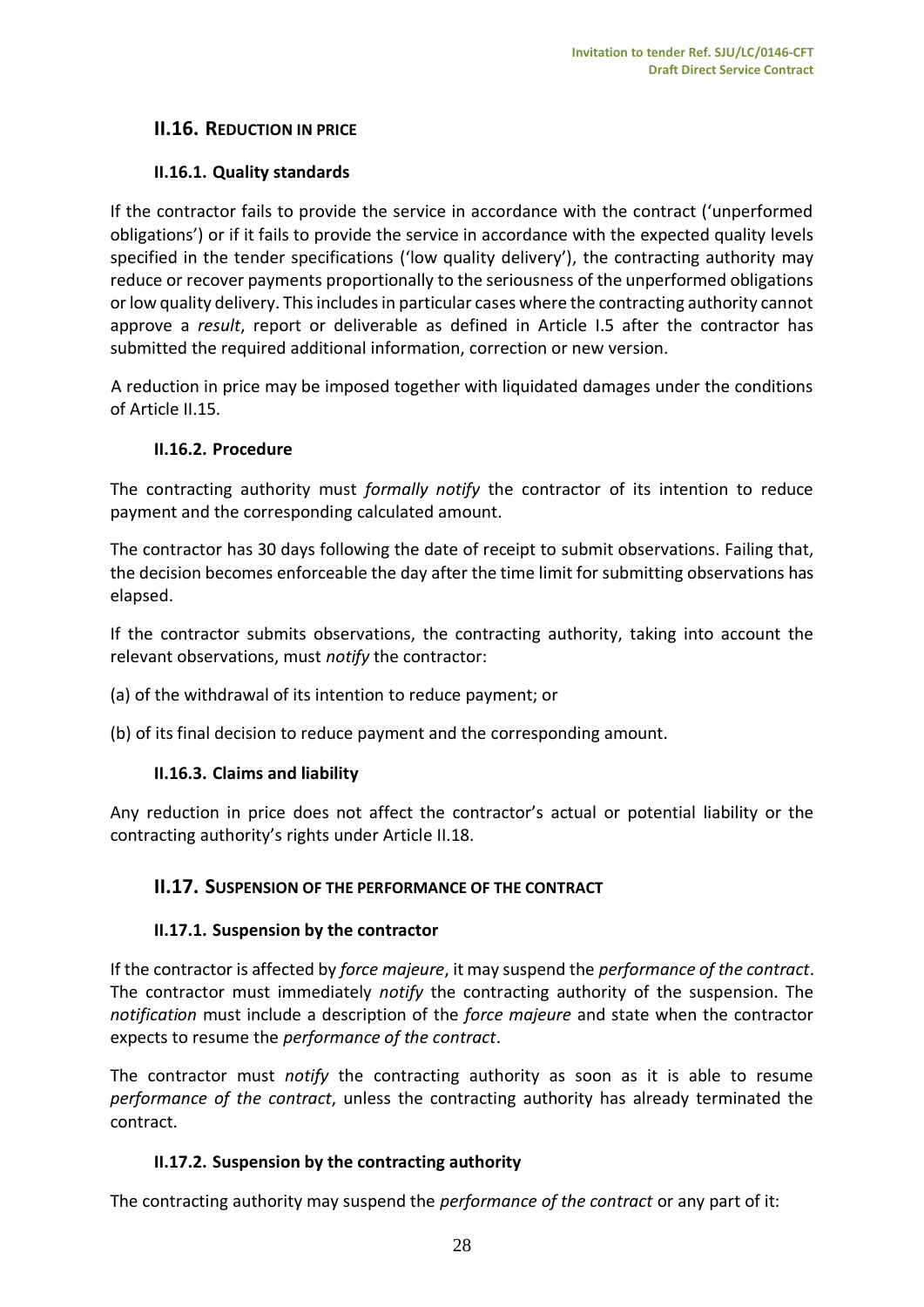## II.16. REDUCTION IN PRICE

### II.16.1. Quality standards

If the contractor fails to provide the service in accordance with the contract ('unperformed obligations') or if it fails to provide the service in accordance with the expected quality levels specified in the tender specifications ('low quality delivery'), the contracting authority may reduce or recover payments proportionally to the seriousness of the unperformed obligations or low quality delivery. This includes in particular cases where the contracting authority cannot approve a *result*, report or deliverable as defined in Article I.5 after the contractor has submitted the required additional information, correction or new version.

A reduction in price may be imposed together with liquidated damages under the conditions of Article II.15.

### II.16.2. Procedure

The contracting authority must *formally notify* the contractor of its intention to reduce payment and the corresponding calculated amount.

The contractor has 30 days following the date of receipt to submit observations. Failing that, the decision becomes enforceable the day after the time limit for submitting observations has elapsed.

If the contractor submits observations, the contracting authority, taking into account the relevant observations, must *notify* the contractor:

(a) of the withdrawal of its intention to reduce payment; or

(b) of its final decision to reduce payment and the corresponding amount.

### II.16.3. Claims and liability

Any reduction in price does not affect the contractor's actual or potential liability or the contracting authority's rights under Article II.18.

## II.17. SUSPENSION OF THE PERFORMANCE OF THE CONTRACT

### II.17.1. Suspension by the contractor

If the contractor is affected by *force majeure*, it may suspend the *performance of the contract*. The contractor must immediately *notify* the contracting authority of the suspension. The *notification* must include a description of the *force majeure* and state when the contractor expects to resume the *performance of the contract*.

The contractor must *notify* the contracting authority as soon as it is able to resume *performance of the contract*, unless the contracting authority has already terminated the contract.

### II.17.2. Suspension by the contracting authority

The contracting authority may suspend the *performance of the contract* or any part of it: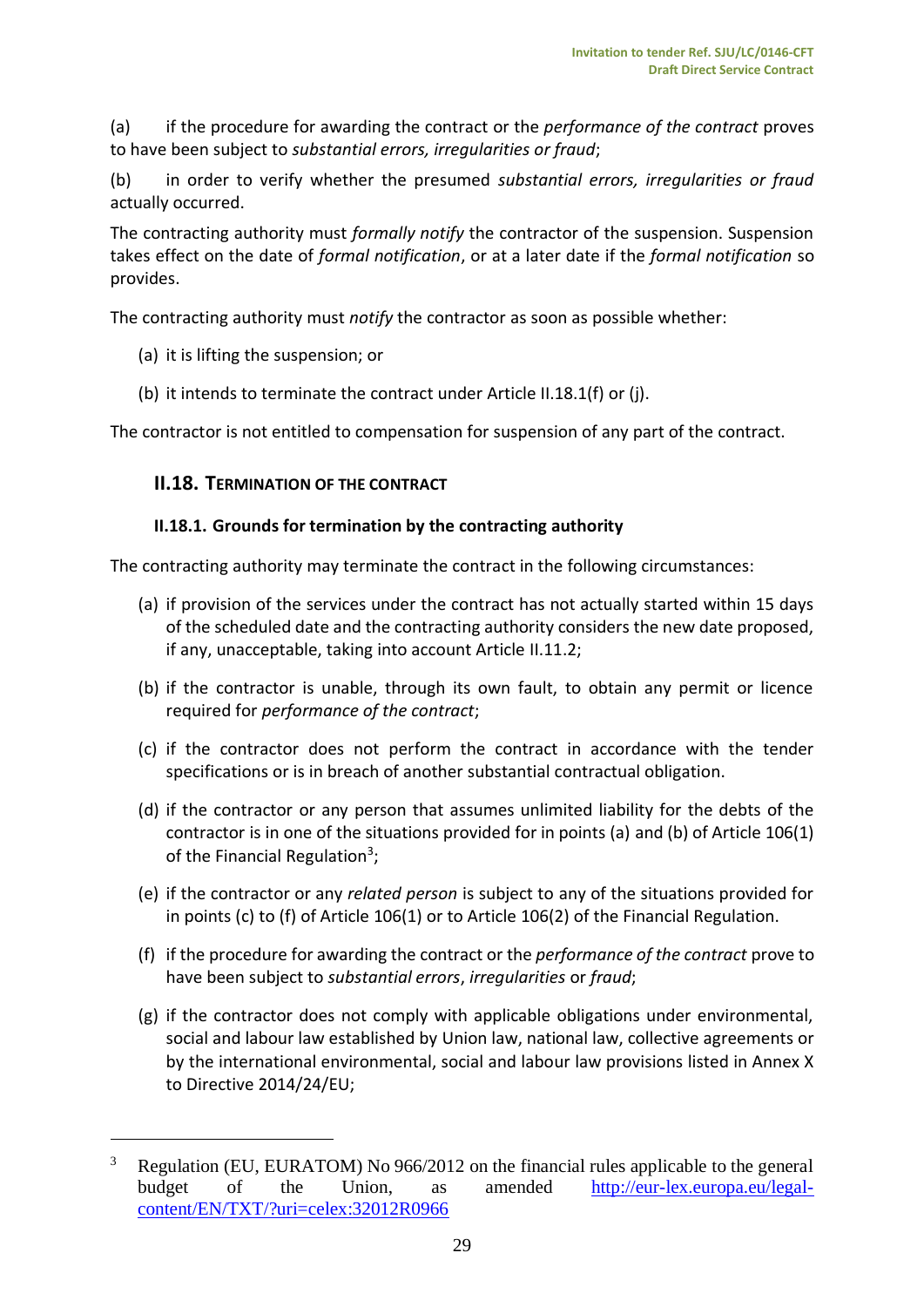(a) if the procedure for awarding the contract or the *performance of the contract* proves to have been subject to *substantial errors, irregularities or fraud*;

(b) in order to verify whether the presumed *substantial errors, irregularities or fraud* actually occurred.

The contracting authority must *formally notify* the contractor of the suspension. Suspension takes effect on the date of *formal notification*, or at a later date if the *formal notification* so provides.

The contracting authority must *notify* the contractor as soon as possible whether:

(a) it is lifting the suspension; or

(b) it intends to terminate the contract under Article II.18.1(f) or (j).

The contractor is not entitled to compensation for suspension of any part of the contract.

## II.18. TERMINATION OF THE CONTRACT

### II.18.1. Grounds for termination by the contracting authority

The contracting authority may terminate the contract in the following circumstances:

(a) if provision of the services under the contract has not actually started within 15 days of the scheduled date and the contracting authority considers the new date proposed, if any, unacceptable, taking into account Article II.11.2;

(b) if the contractor is unable, through its own fault, to obtain any permit or licence required for *performance of the contract*;

(c) if the contractor does not perform the contract in accordance with the tender specifications or is in breach of another substantial contractual obligation.

(d) if the contractor or any person that assumes unlimited liability for the debts of the contractor is in one of the situations provided for in points (a) and (b) of Article 106(1) of the Financial Regulation[3];

(e) if the contractor or any *related person* is subject to any of the situations provided for in points (c) to (f) of Article 106(1) or to Article 106(2) of the Financial Regulation.

(f) if the procedure for awarding the contract or the *performance of the contract* prove to have been subject to *substantial errors*, *irregularities* or *fraud*;

(g) if the contractor does not comply with applicable obligations under environmental, social and labour law established by Union law, national law, collective agreements or by the international environmental, social and labour law provisions listed in Annex X to Directive 2014/24/EU;

[3] Regulation (EU, EURATOM) No 966/2012 on the financial rules applicable to the general budget of the Union, as amended http://eur-lex.europa.eu/legal-content/EN/TXT/?uri=celex:32012R0966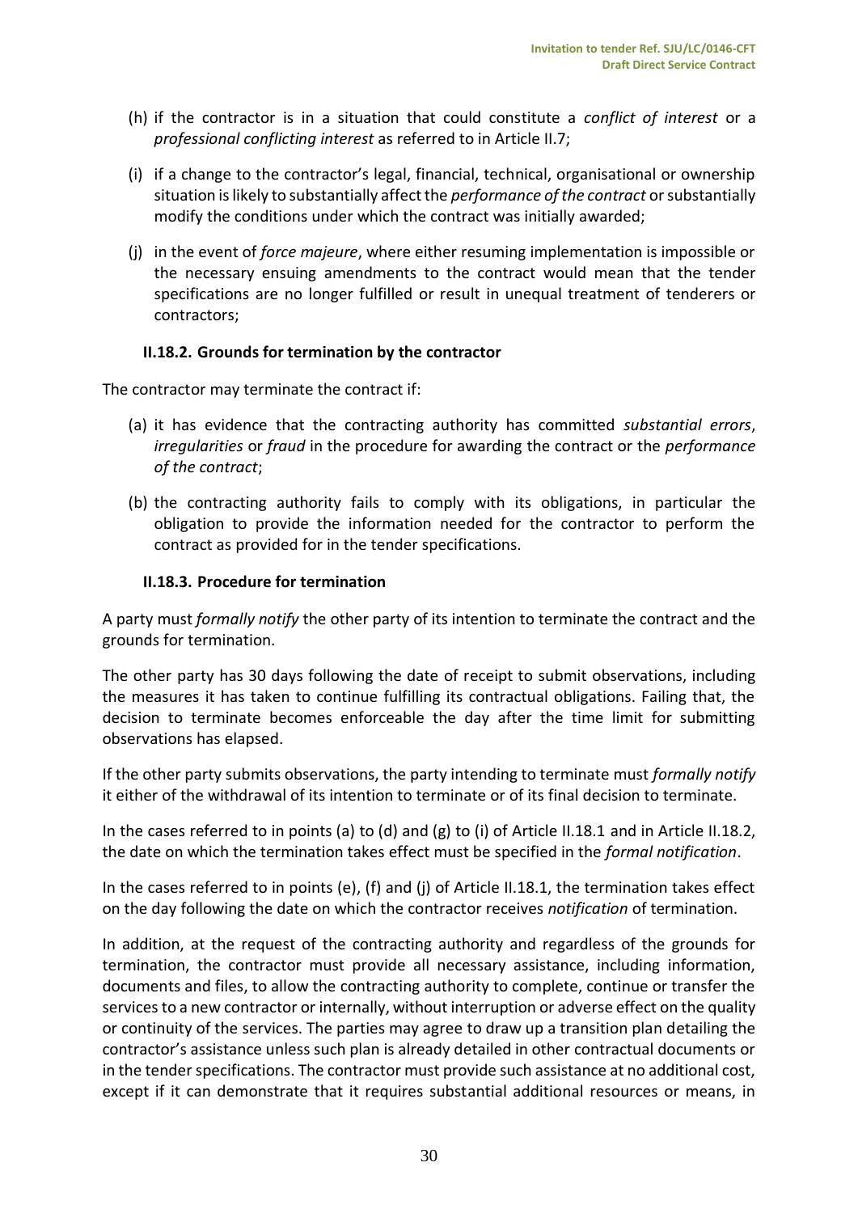(h) if the contractor is in a situation that could constitute a *conflict of interest* or a *professional conflicting interest* as referred to in Article II.7;

(i) if a change to the contractor's legal, financial, technical, organisational or ownership situation is likely to substantially affect the *performance of the contract* or substantially modify the conditions under which the contract was initially awarded;

(j) in the event of *force majeure*, where either resuming implementation is impossible or the necessary ensuing amendments to the contract would mean that the tender specifications are no longer fulfilled or result in unequal treatment of tenderers or contractors;

#### II.18.2. Grounds for termination by the contractor

The contractor may terminate the contract if:

(a) it has evidence that the contracting authority has committed *substantial errors*, *irregularities* or *fraud* in the procedure for awarding the contract or the *performance of the contract*;

(b) the contracting authority fails to comply with its obligations, in particular the obligation to provide the information needed for the contractor to perform the contract as provided for in the tender specifications.

#### II.18.3. Procedure for termination

A party must *formally notify* the other party of its intention to terminate the contract and the grounds for termination.

The other party has 30 days following the date of receipt to submit observations, including the measures it has taken to continue fulfilling its contractual obligations. Failing that, the decision to terminate becomes enforceable the day after the time limit for submitting observations has elapsed.

If the other party submits observations, the party intending to terminate must *formally notify* it either of the withdrawal of its intention to terminate or of its final decision to terminate.

In the cases referred to in points (a) to (d) and (g) to (i) of Article II.18.1 and in Article II.18.2, the date on which the termination takes effect must be specified in the *formal notification*.

In the cases referred to in points (e), (f) and (j) of Article II.18.1, the termination takes effect on the day following the date on which the contractor receives *notification* of termination.

In addition, at the request of the contracting authority and regardless of the grounds for termination, the contractor must provide all necessary assistance, including information, documents and files, to allow the contracting authority to complete, continue or transfer the services to a new contractor or internally, without interruption or adverse effect on the quality or continuity of the services. The parties may agree to draw up a transition plan detailing the contractor's assistance unless such plan is already detailed in other contractual documents or in the tender specifications. The contractor must provide such assistance at no additional cost, except if it can demonstrate that it requires substantial additional resources or means, in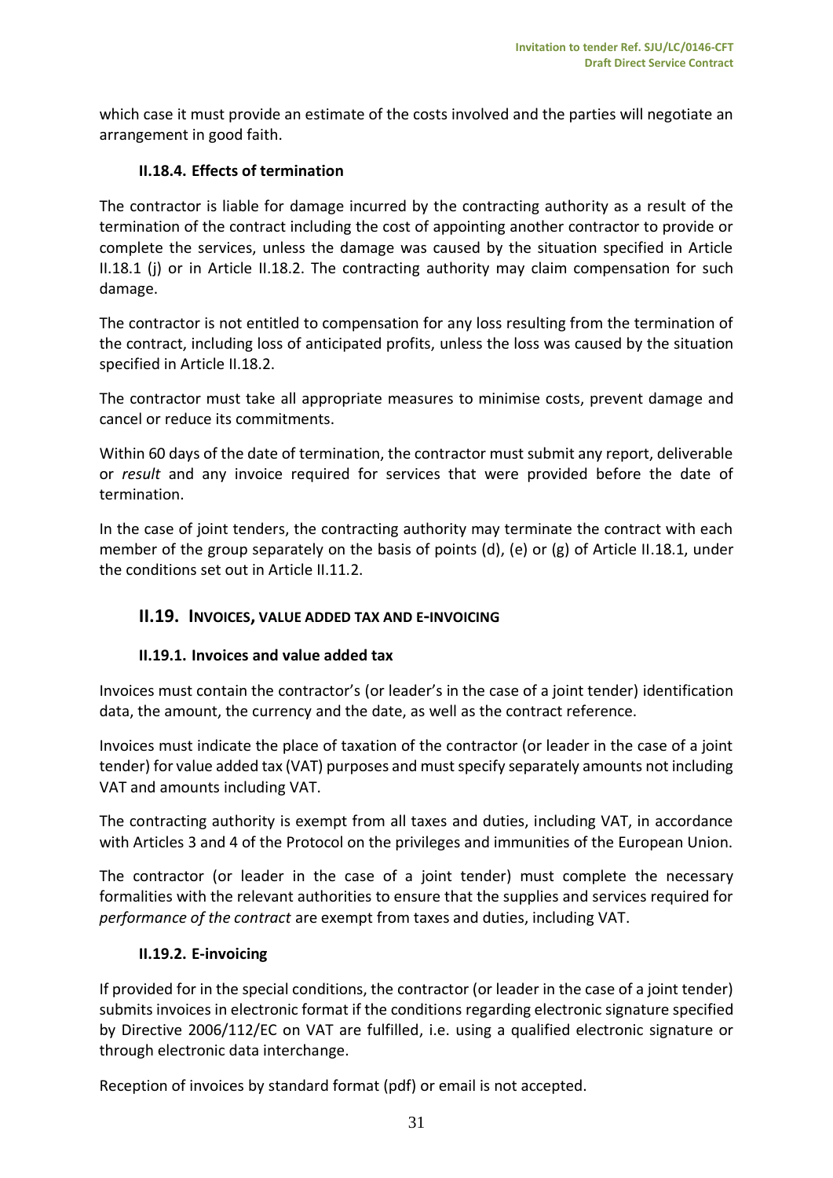which case it must provide an estimate of the costs involved and the parties will negotiate an arrangement in good faith.

#### II.18.4. Effects of termination

The contractor is liable for damage incurred by the contracting authority as a result of the termination of the contract including the cost of appointing another contractor to provide or complete the services, unless the damage was caused by the situation specified in Article II.18.1 (j) or in Article II.18.2. The contracting authority may claim compensation for such damage.

The contractor is not entitled to compensation for any loss resulting from the termination of the contract, including loss of anticipated profits, unless the loss was caused by the situation specified in Article II.18.2.

The contractor must take all appropriate measures to minimise costs, prevent damage and cancel or reduce its commitments.

Within 60 days of the date of termination, the contractor must submit any report, deliverable or *result* and any invoice required for services that were provided before the date of termination.

In the case of joint tenders, the contracting authority may terminate the contract with each member of the group separately on the basis of points (d), (e) or (g) of Article II.18.1, under the conditions set out in Article II.11.2.

### II.19. INVOICES, VALUE ADDED TAX AND E-INVOICING

#### II.19.1. Invoices and value added tax

Invoices must contain the contractor's (or leader's in the case of a joint tender) identification data, the amount, the currency and the date, as well as the contract reference.

Invoices must indicate the place of taxation of the contractor (or leader in the case of a joint tender) for value added tax (VAT) purposes and must specify separately amounts not including VAT and amounts including VAT.

The contracting authority is exempt from all taxes and duties, including VAT, in accordance with Articles 3 and 4 of the Protocol on the privileges and immunities of the European Union.

The contractor (or leader in the case of a joint tender) must complete the necessary formalities with the relevant authorities to ensure that the supplies and services required for *performance of the contract* are exempt from taxes and duties, including VAT.

#### II.19.2. E-invoicing

If provided for in the special conditions, the contractor (or leader in the case of a joint tender) submits invoices in electronic format if the conditions regarding electronic signature specified by Directive 2006/112/EC on VAT are fulfilled, i.e. using a qualified electronic signature or through electronic data interchange.

Reception of invoices by standard format (pdf) or email is not accepted.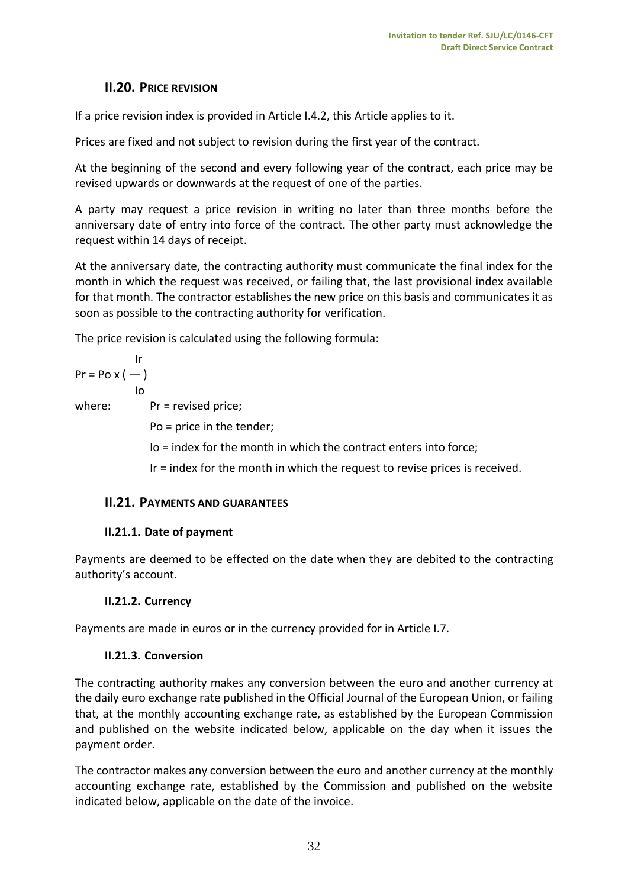## II.20. PRICE REVISION

If a price revision index is provided in Article I.4.2, this Article applies to it.

Prices are fixed and not subject to revision during the first year of the contract.

At the beginning of the second and every following year of the contract, each price may be revised upwards or downwards at the request of one of the parties.

A party may request a price revision in writing no later than three months before the anniversary date of entry into force of the contract. The other party must acknowledge the request within 14 days of receipt.

At the anniversary date, the contracting authority must communicate the final index for the month in which the request was received, or failing that, the last provisional index available for that month. The contractor establishes the new price on this basis and communicates it as soon as possible to the contracting authority for verification.

The price revision is calculated using the following formula:

$$Pr = Po \times \left( \frac{Ir}{Io} \right)$$

where:

- Pr = revised price;
- Po = price in the tender;
- Io = index for the month in which the contract enters into force;
- Ir = index for the month in which the request to revise prices is received.

## II.21. PAYMENTS AND GUARANTEES

### II.21.1. Date of payment

Payments are deemed to be effected on the date when they are debited to the contracting authority's account.

### II.21.2. Currency

Payments are made in euros or in the currency provided for in Article I.7.

### II.21.3. Conversion

The contracting authority makes any conversion between the euro and another currency at the daily euro exchange rate published in the Official Journal of the European Union, or failing that, at the monthly accounting exchange rate, as established by the European Commission and published on the website indicated below, applicable on the day when it issues the payment order.

The contractor makes any conversion between the euro and another currency at the monthly accounting exchange rate, established by the Commission and published on the website indicated below, applicable on the date of the invoice.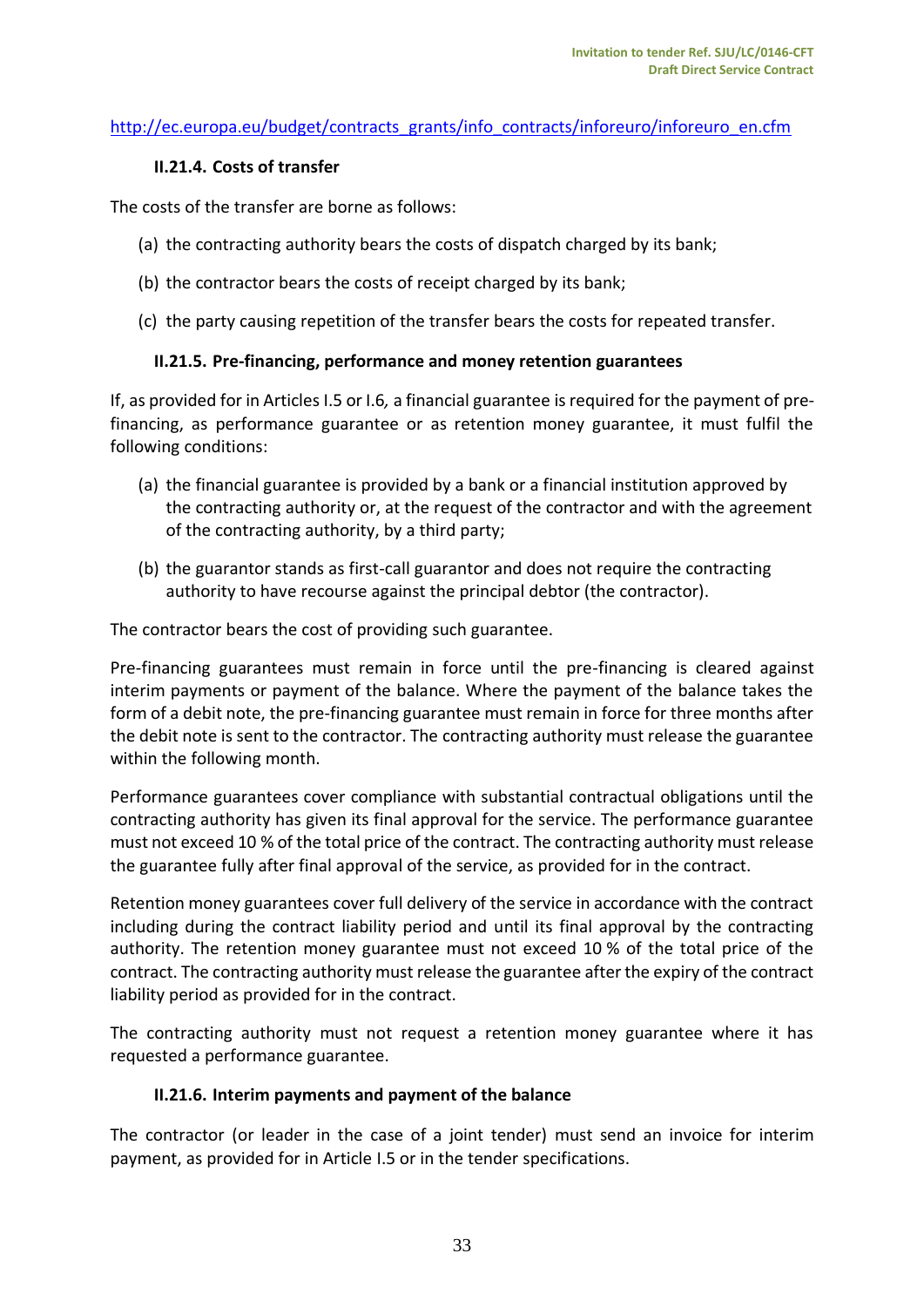http://ec.europa.eu/budget/contracts_grants/info_contracts/inforeuro/inforeuro_en.cfm

#### II.21.4. Costs of transfer

The costs of the transfer are borne as follows:

(a) the contracting authority bears the costs of dispatch charged by its bank;

(b) the contractor bears the costs of receipt charged by its bank;

(c) the party causing repetition of the transfer bears the costs for repeated transfer.

#### II.21.5. Pre-financing, performance and money retention guarantees

If, as provided for in Articles I.5 or I.6, a financial guarantee is required for the payment of pre-financing, as performance guarantee or as retention money guarantee, it must fulfil the following conditions:

(a) the financial guarantee is provided by a bank or a financial institution approved by the contracting authority or, at the request of the contractor and with the agreement of the contracting authority, by a third party;

(b) the guarantor stands as first-call guarantor and does not require the contracting authority to have recourse against the principal debtor (the contractor).

The contractor bears the cost of providing such guarantee.

Pre-financing guarantees must remain in force until the pre-financing is cleared against interim payments or payment of the balance. Where the payment of the balance takes the form of a debit note, the pre-financing guarantee must remain in force for three months after the debit note is sent to the contractor. The contracting authority must release the guarantee within the following month.

Performance guarantees cover compliance with substantial contractual obligations until the contracting authority has given its final approval for the service. The performance guarantee must not exceed 10 % of the total price of the contract. The contracting authority must release the guarantee fully after final approval of the service, as provided for in the contract.

Retention money guarantees cover full delivery of the service in accordance with the contract including during the contract liability period and until its final approval by the contracting authority. The retention money guarantee must not exceed 10 % of the total price of the contract. The contracting authority must release the guarantee after the expiry of the contract liability period as provided for in the contract.

The contracting authority must not request a retention money guarantee where it has requested a performance guarantee.

#### II.21.6. Interim payments and payment of the balance

The contractor (or leader in the case of a joint tender) must send an invoice for interim payment, as provided for in Article I.5 or in the tender specifications.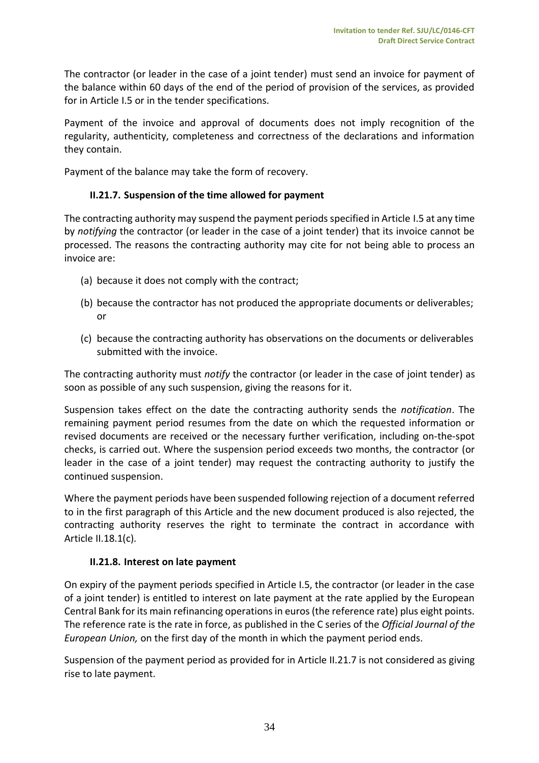The contractor (or leader in the case of a joint tender) must send an invoice for payment of the balance within 60 days of the end of the period of provision of the services, as provided for in Article I.5 or in the tender specifications.

Payment of the invoice and approval of documents does not imply recognition of the regularity, authenticity, completeness and correctness of the declarations and information they contain.

Payment of the balance may take the form of recovery.

#### II.21.7. Suspension of the time allowed for payment

The contracting authority may suspend the payment periods specified in Article I.5 at any time by *notifying* the contractor (or leader in the case of a joint tender) that its invoice cannot be processed. The reasons the contracting authority may cite for not being able to process an invoice are:

(a) because it does not comply with the contract;

(b) because the contractor has not produced the appropriate documents or deliverables; or

(c) because the contracting authority has observations on the documents or deliverables submitted with the invoice.

The contracting authority must *notify* the contractor (or leader in the case of joint tender) as soon as possible of any such suspension, giving the reasons for it.

Suspension takes effect on the date the contracting authority sends the *notification*. The remaining payment period resumes from the date on which the requested information or revised documents are received or the necessary further verification, including on-the-spot checks, is carried out. Where the suspension period exceeds two months, the contractor (or leader in the case of a joint tender) may request the contracting authority to justify the continued suspension.

Where the payment periods have been suspended following rejection of a document referred to in the first paragraph of this Article and the new document produced is also rejected, the contracting authority reserves the right to terminate the contract in accordance with Article II.18.1(c)*.*

#### II.21.8. Interest on late payment

On expiry of the payment periods specified in Article I.5, the contractor (or leader in the case of a joint tender) is entitled to interest on late payment at the rate applied by the European Central Bank for its main refinancing operations in euros (the reference rate) plus eight points. The reference rate is the rate in force, as published in the C series of the *Official Journal of the European Union,* on the first day of the month in which the payment period ends.

Suspension of the payment period as provided for in Article II.21.7 is not considered as giving rise to late payment.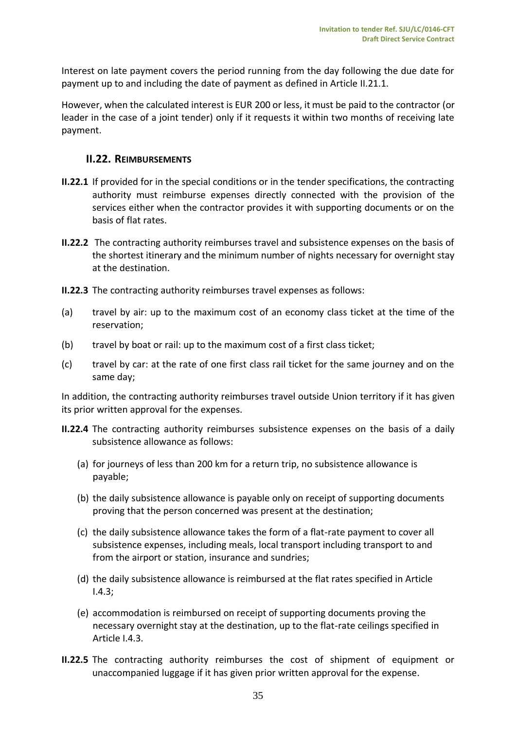Interest on late payment covers the period running from the day following the due date for payment up to and including the date of payment as defined in Article II.21.1.

However, when the calculated interest is EUR 200 or less, it must be paid to the contractor (or leader in the case of a joint tender) only if it requests it within two months of receiving late payment.

## II.22. REIMBURSEMENTS

**II.22.1** If provided for in the special conditions or in the tender specifications, the contracting authority must reimburse expenses directly connected with the provision of the services either when the contractor provides it with supporting documents or on the basis of flat rates.

**II.22.2** The contracting authority reimburses travel and subsistence expenses on the basis of the shortest itinerary and the minimum number of nights necessary for overnight stay at the destination.

**II.22.3** The contracting authority reimburses travel expenses as follows:

(a) travel by air: up to the maximum cost of an economy class ticket at the time of the reservation;

(b) travel by boat or rail: up to the maximum cost of a first class ticket;

(c) travel by car: at the rate of one first class rail ticket for the same journey and on the same day;

In addition, the contracting authority reimburses travel outside Union territory if it has given its prior written approval for the expenses.

**II.22.4** The contracting authority reimburses subsistence expenses on the basis of a daily subsistence allowance as follows:

(a) for journeys of less than 200 km for a return trip, no subsistence allowance is payable;

(b) the daily subsistence allowance is payable only on receipt of supporting documents proving that the person concerned was present at the destination;

(c) the daily subsistence allowance takes the form of a flat-rate payment to cover all subsistence expenses, including meals, local transport including transport to and from the airport or station, insurance and sundries;

(d) the daily subsistence allowance is reimbursed at the flat rates specified in Article I.4.3;

(e) accommodation is reimbursed on receipt of supporting documents proving the necessary overnight stay at the destination, up to the flat-rate ceilings specified in Article I.4.3.

**II.22.5** The contracting authority reimburses the cost of shipment of equipment or unaccompanied luggage if it has given prior written approval for the expense.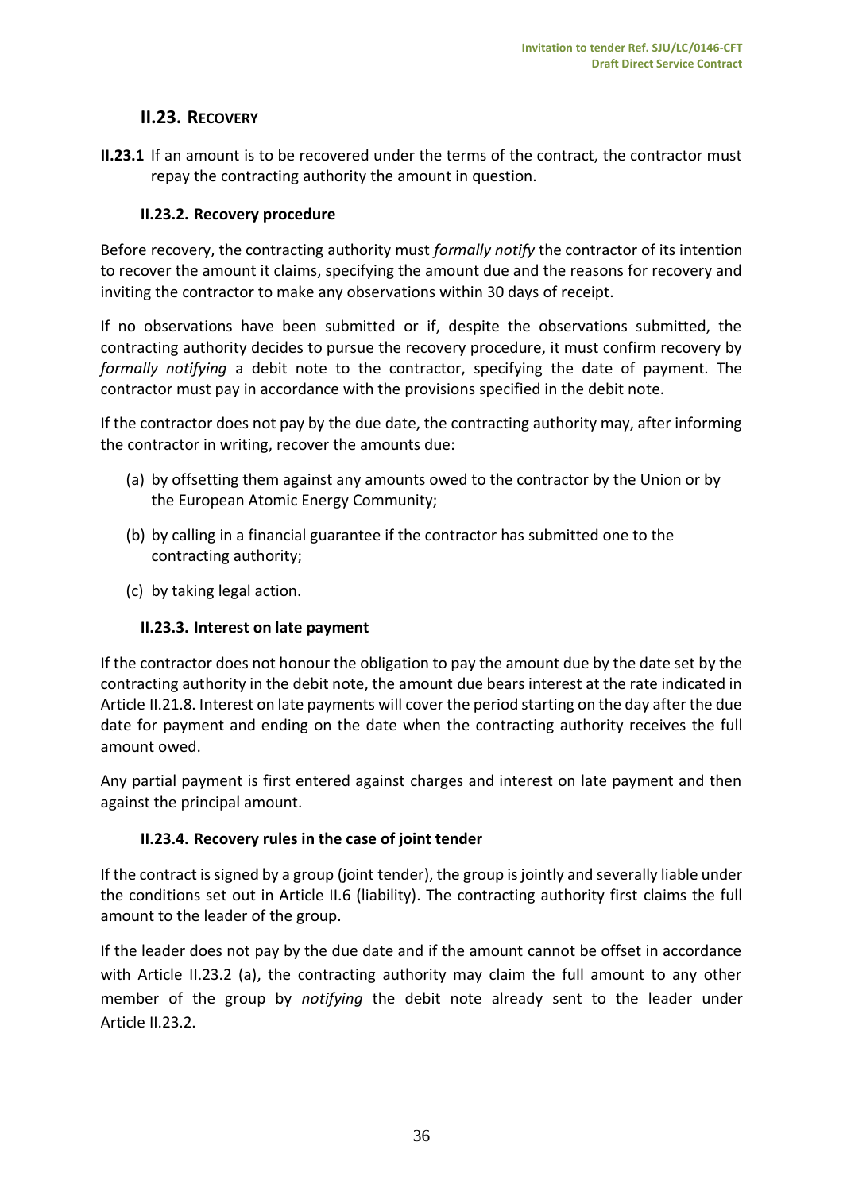## II.23. RECOVERY

**II.23.1** If an amount is to be recovered under the terms of the contract, the contractor must repay the contracting authority the amount in question.

### II.23.2. Recovery procedure

Before recovery, the contracting authority must *formally notify* the contractor of its intention to recover the amount it claims, specifying the amount due and the reasons for recovery and inviting the contractor to make any observations within 30 days of receipt.

If no observations have been submitted or if, despite the observations submitted, the contracting authority decides to pursue the recovery procedure, it must confirm recovery by *formally notifying* a debit note to the contractor, specifying the date of payment. The contractor must pay in accordance with the provisions specified in the debit note.

If the contractor does not pay by the due date, the contracting authority may, after informing the contractor in writing, recover the amounts due:

(a) by offsetting them against any amounts owed to the contractor by the Union or by the European Atomic Energy Community;

(b) by calling in a financial guarantee if the contractor has submitted one to the contracting authority;

(c) by taking legal action.

### II.23.3. Interest on late payment

If the contractor does not honour the obligation to pay the amount due by the date set by the contracting authority in the debit note, the amount due bears interest at the rate indicated in Article II.21.8. Interest on late payments will cover the period starting on the day after the due date for payment and ending on the date when the contracting authority receives the full amount owed.

Any partial payment is first entered against charges and interest on late payment and then against the principal amount.

### II.23.4. Recovery rules in the case of joint tender

If the contract is signed by a group (joint tender), the group is jointly and severally liable under the conditions set out in Article II.6 (liability). The contracting authority first claims the full amount to the leader of the group.

If the leader does not pay by the due date and if the amount cannot be offset in accordance with Article II.23.2 (a), the contracting authority may claim the full amount to any other member of the group by *notifying* the debit note already sent to the leader under Article II.23.2.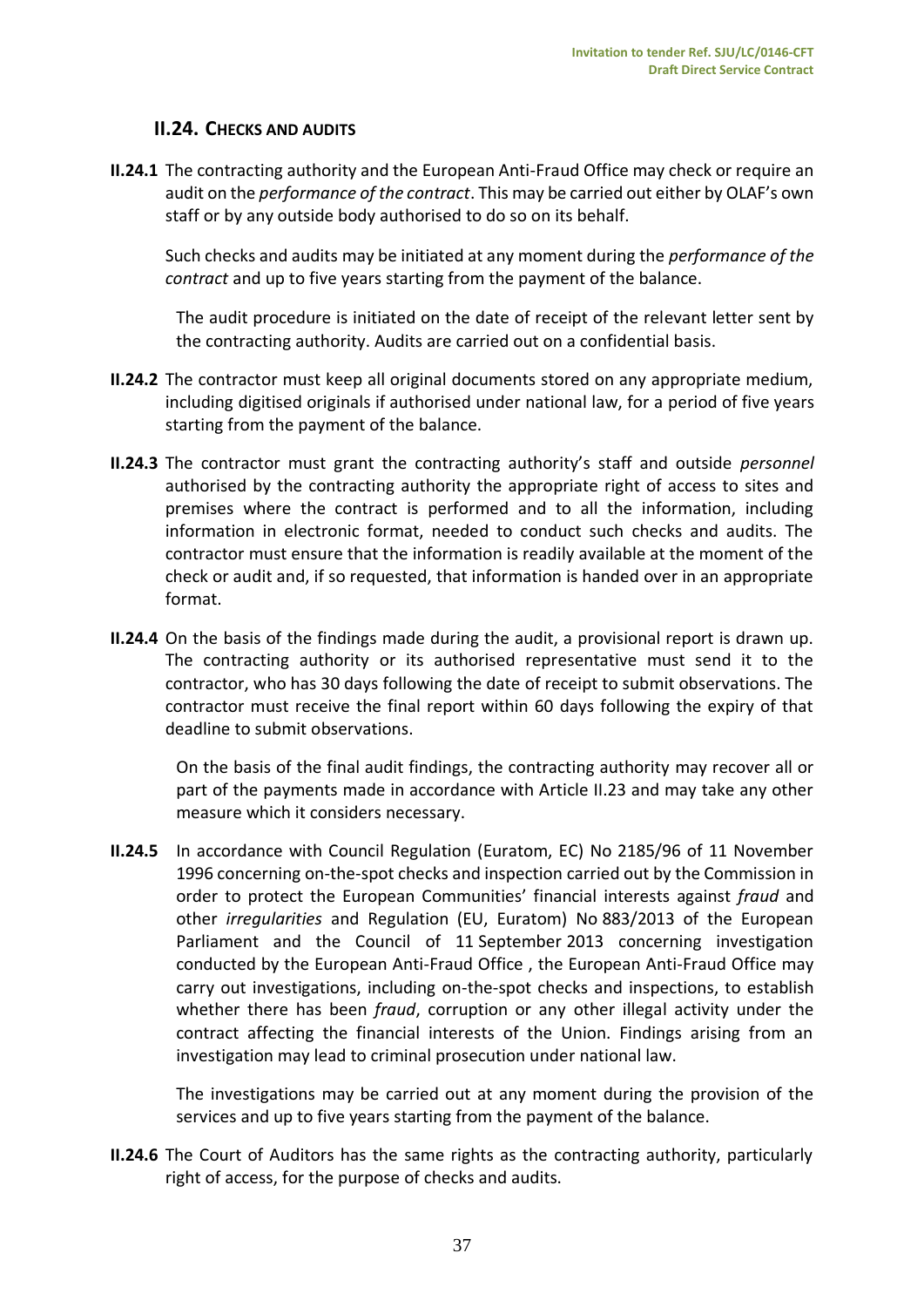## II.24. CHECKS AND AUDITS

**II.24.1** The contracting authority and the European Anti-Fraud Office may check or require an audit on the *performance of the contract*. This may be carried out either by OLAF's own staff or by any outside body authorised to do so on its behalf.

Such checks and audits may be initiated at any moment during the *performance of the contract* and up to five years starting from the payment of the balance.

The audit procedure is initiated on the date of receipt of the relevant letter sent by the contracting authority. Audits are carried out on a confidential basis.

**II.24.2** The contractor must keep all original documents stored on any appropriate medium, including digitised originals if authorised under national law, for a period of five years starting from the payment of the balance.

**II.24.3** The contractor must grant the contracting authority's staff and outside *personnel* authorised by the contracting authority the appropriate right of access to sites and premises where the contract is performed and to all the information, including information in electronic format, needed to conduct such checks and audits. The contractor must ensure that the information is readily available at the moment of the check or audit and, if so requested, that information is handed over in an appropriate format.

**II.24.4** On the basis of the findings made during the audit, a provisional report is drawn up. The contracting authority or its authorised representative must send it to the contractor, who has 30 days following the date of receipt to submit observations. The contractor must receive the final report within 60 days following the expiry of that deadline to submit observations.

On the basis of the final audit findings, the contracting authority may recover all or part of the payments made in accordance with Article II.23 and may take any other measure which it considers necessary.

**II.24.5** In accordance with Council Regulation (Euratom, EC) No 2185/96 of 11 November 1996 concerning on-the-spot checks and inspection carried out by the Commission in order to protect the European Communities' financial interests against *fraud* and other *irregularities* and Regulation (EU, Euratom) No 883/2013 of the European Parliament and the Council of 11 September 2013 concerning investigation conducted by the European Anti-Fraud Office , the European Anti-Fraud Office may carry out investigations, including on-the-spot checks and inspections, to establish whether there has been *fraud*, corruption or any other illegal activity under the contract affecting the financial interests of the Union. Findings arising from an investigation may lead to criminal prosecution under national law.

The investigations may be carried out at any moment during the provision of the services and up to five years starting from the payment of the balance.

**II.24.6** The Court of Auditors has the same rights as the contracting authority, particularly right of access, for the purpose of checks and audits.